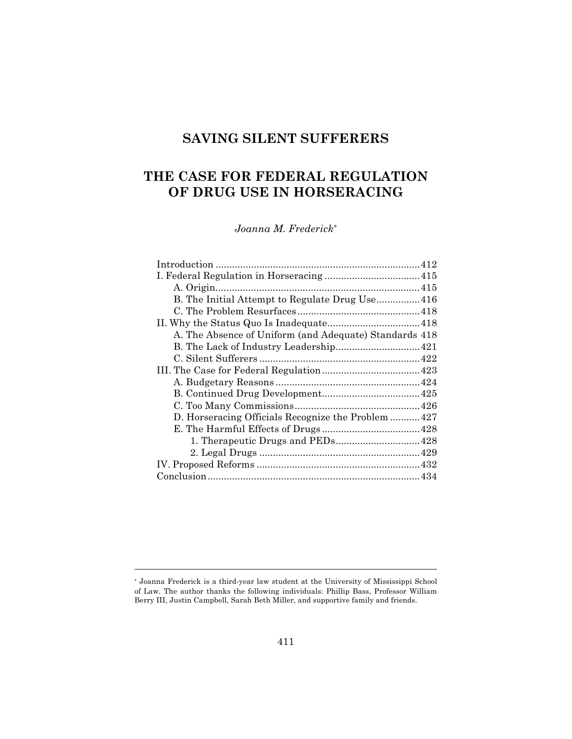# SAVING SILENT SUFFERERS

# THE CASE FOR FEDERAL REGULATION OF DRUG USE IN HORSERACING

*Joanna M. Frederick*[*]

Introduction ........................................................................ 412
I. Federal Regulation in Horseracing .................................... 415
  A. Origin ............................................................................ 415
  B. The Initial Attempt to Regulate Drug Use ................ 416
  C. The Problem Resurfaces ............................................. 418
II. Why the Status Quo Is Inadequate .................................. 418
  A. The Absence of Uniform (and Adequate) Standards 418
  B. The Lack of Industry Leadership ............................... 421
  C. Silent Sufferers ............................................................ 422
III. The Case for Federal Regulation .................................... 423
  A. Budgetary Reasons ..................................................... 424
  B. Continued Drug Development .................................... 425
  C. Too Many Commissions .............................................. 426
  D. Horseracing Officials Recognize the Problem ........... 427
  E. The Harmful Effects of Drugs .................................... 428
    1. Therapeutic Drugs and PEDs ............................... 428
    2. Legal Drugs ........................................................... 429
IV. Proposed Reforms ............................................................ 432
Conclusion .............................................................................. 434

---

[*] Joanna Frederick is a third-year law student at the University of Mississippi School of Law. The author thanks the following individuals: Phillip Bass, Professor William Berry III, Justin Campbell, Sarah Beth Miller, and supportive family and friends.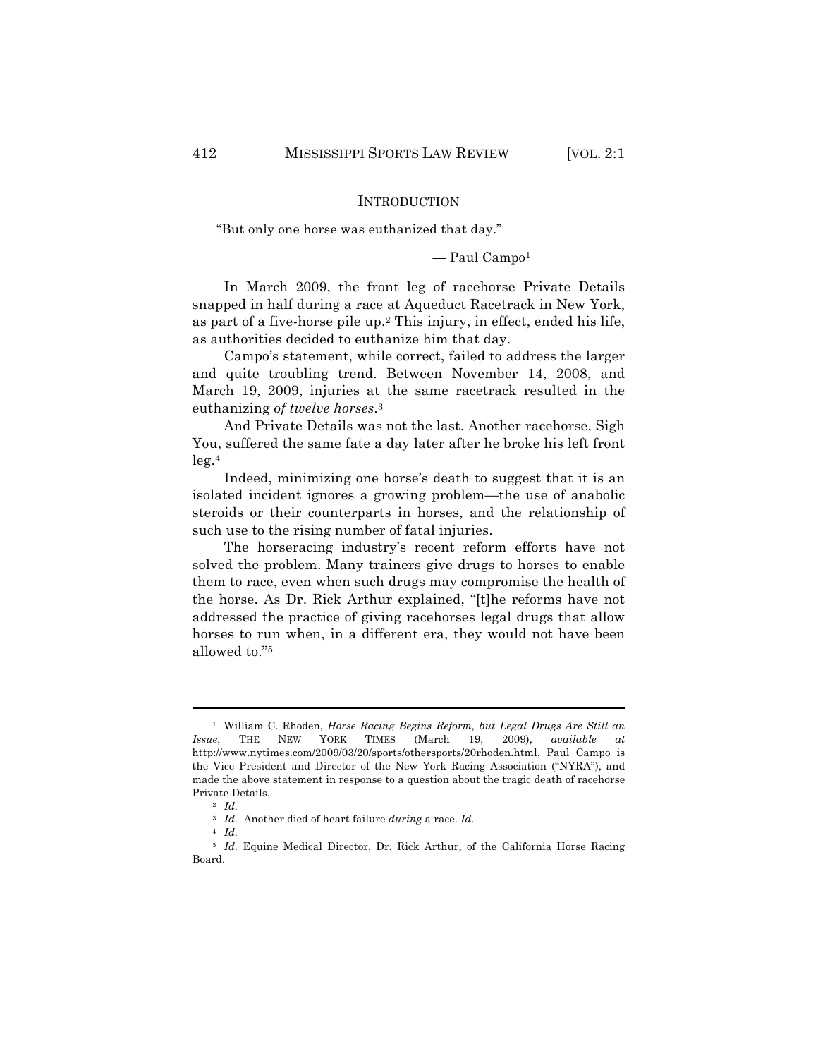## INTRODUCTION

"But only one horse was euthanized that day."

— Paul Campo[1]

In March 2009, the front leg of racehorse Private Details snapped in half during a race at Aqueduct Racetrack in New York, as part of a five-horse pile up.[2] This injury, in effect, ended his life, as authorities decided to euthanize him that day.

Campo's statement, while correct, failed to address the larger and quite troubling trend. Between November 14, 2008, and March 19, 2009, injuries at the same racetrack resulted in the euthanizing *of twelve horses*.[3]

And Private Details was not the last. Another racehorse, Sigh You, suffered the same fate a day later after he broke his left front leg.[4]

Indeed, minimizing one horse's death to suggest that it is an isolated incident ignores a growing problem—the use of anabolic steroids or their counterparts in horses, and the relationship of such use to the rising number of fatal injuries.

The horseracing industry's recent reform efforts have not solved the problem. Many trainers give drugs to horses to enable them to race, even when such drugs may compromise the health of the horse. As Dr. Rick Arthur explained, "[t]he reforms have not addressed the practice of giving racehorses legal drugs that allow horses to run when, in a different era, they would not have been allowed to."[5]

---

[1] William C. Rhoden, *Horse Racing Begins Reform, but Legal Drugs Are Still an Issue*, THE NEW YORK TIMES (March 19, 2009), *available at* http://www.nytimes.com/2009/03/20/sports/othersports/20rhoden.html. Paul Campo is the Vice President and Director of the New York Racing Association ("NYRA"), and made the above statement in response to a question about the tragic death of racehorse Private Details.

[2] *Id.*

[3] *Id.* Another died of heart failure *during* a race. *Id.*

[4] *Id.*

[5] *Id.* Equine Medical Director, Dr. Rick Arthur, of the California Horse Racing Board.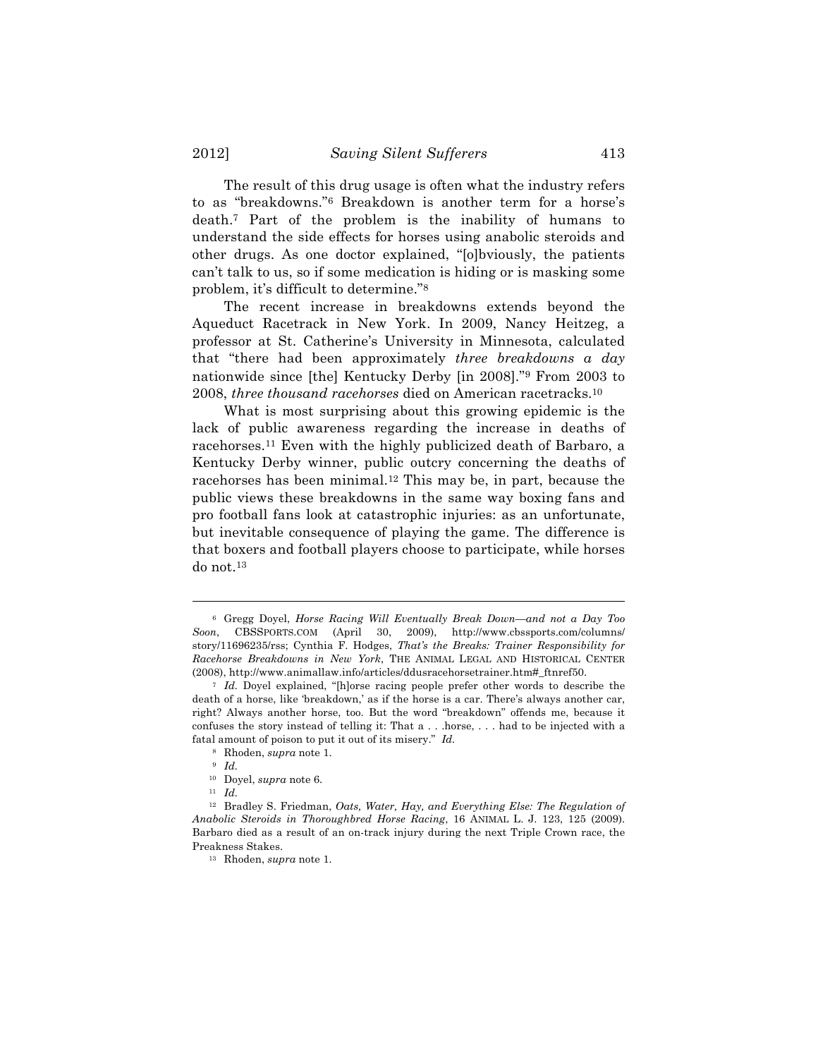The result of this drug usage is often what the industry refers to as "breakdowns."[6] Breakdown is another term for a horse's death.[7] Part of the problem is the inability of humans to understand the side effects for horses using anabolic steroids and other drugs. As one doctor explained, "[o]bviously, the patients can't talk to us, so if some medication is hiding or is masking some problem, it's difficult to determine."[8]

The recent increase in breakdowns extends beyond the Aqueduct Racetrack in New York. In 2009, Nancy Heitzeg, a professor at St. Catherine's University in Minnesota, calculated that "there had been approximately *three breakdowns a day* nationwide since [the] Kentucky Derby [in 2008]."[9] From 2003 to 2008, *three thousand racehorses* died on American racetracks.[10]

What is most surprising about this growing epidemic is the lack of public awareness regarding the increase in deaths of racehorses.[11] Even with the highly publicized death of Barbaro, a Kentucky Derby winner, public outcry concerning the deaths of racehorses has been minimal.[12] This may be, in part, because the public views these breakdowns in the same way boxing fans and pro football fans look at catastrophic injuries: as an unfortunate, but inevitable consequence of playing the game. The difference is that boxers and football players choose to participate, while horses do not.[13]

---

[6] Gregg Doyel, *Horse Racing Will Eventually Break Down—and not a Day Too Soon*, CBSSPORTS.COM (April 30, 2009), http://www.cbssports.com/columns/story/11696235/rss; Cynthia F. Hodges, *That's the Breaks: Trainer Responsibility for Racehorse Breakdowns in New York*, THE ANIMAL LEGAL AND HISTORICAL CENTER (2008), http://www.animallaw.info/articles/ddusracehorsetrainer.htm#_ftnref50.

[7] *Id.* Doyel explained, "[h]orse racing people prefer other words to describe the death of a horse, like 'breakdown,' as if the horse is a car. There's always another car, right? Always another horse, too. But the word "breakdown" offends me, because it confuses the story instead of telling it: That a . . .horse, . . . had to be injected with a fatal amount of poison to put it out of its misery." *Id.*

[8] Rhoden, *supra* note 1.

[9] *Id.*

[10] Doyel, *supra* note 6.

[11] *Id.*

[12] Bradley S. Friedman, *Oats, Water, Hay, and Everything Else: The Regulation of Anabolic Steroids in Thoroughbred Horse Racing*, 16 ANIMAL L. J. 123, 125 (2009). Barbaro died as a result of an on-track injury during the next Triple Crown race, the Preakness Stakes.

[13] Rhoden, *supra* note 1.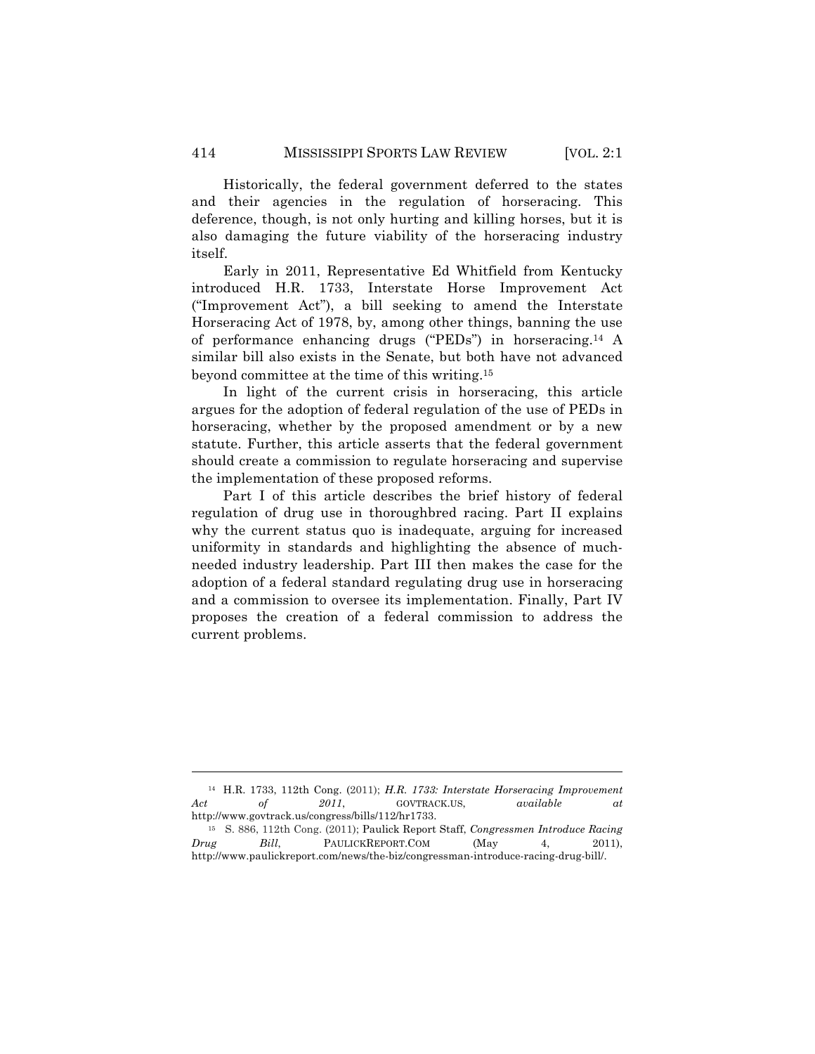Historically, the federal government deferred to the states and their agencies in the regulation of horseracing. This deference, though, is not only hurting and killing horses, but it is also damaging the future viability of the horseracing industry itself.

Early in 2011, Representative Ed Whitfield from Kentucky introduced H.R. 1733, Interstate Horse Improvement Act ("Improvement Act"), a bill seeking to amend the Interstate Horseracing Act of 1978, by, among other things, banning the use of performance enhancing drugs ("PEDs") in horseracing.[14] A similar bill also exists in the Senate, but both have not advanced beyond committee at the time of this writing.[15]

In light of the current crisis in horseracing, this article argues for the adoption of federal regulation of the use of PEDs in horseracing, whether by the proposed amendment or by a new statute. Further, this article asserts that the federal government should create a commission to regulate horseracing and supervise the implementation of these proposed reforms.

Part I of this article describes the brief history of federal regulation of drug use in thoroughbred racing. Part II explains why the current status quo is inadequate, arguing for increased uniformity in standards and highlighting the absence of much-needed industry leadership. Part III then makes the case for the adoption of a federal standard regulating drug use in horseracing and a commission to oversee its implementation. Finally, Part IV proposes the creation of a federal commission to address the current problems.

---

[14] H.R. 1733, 112th Cong. (2011); *H.R. 1733: Interstate Horseracing Improvement Act of 2011*, GOVTRACK.US, *available at* http://www.govtrack.us/congress/bills/112/hr1733.

[15] S. 886, 112th Cong. (2011); Paulick Report Staff, *Congressmen Introduce Racing Drug Bill*, PAULICKREPORT.COM (May 4, 2011), http://www.paulickreport.com/news/the-biz/congressman-introduce-racing-drug-bill/.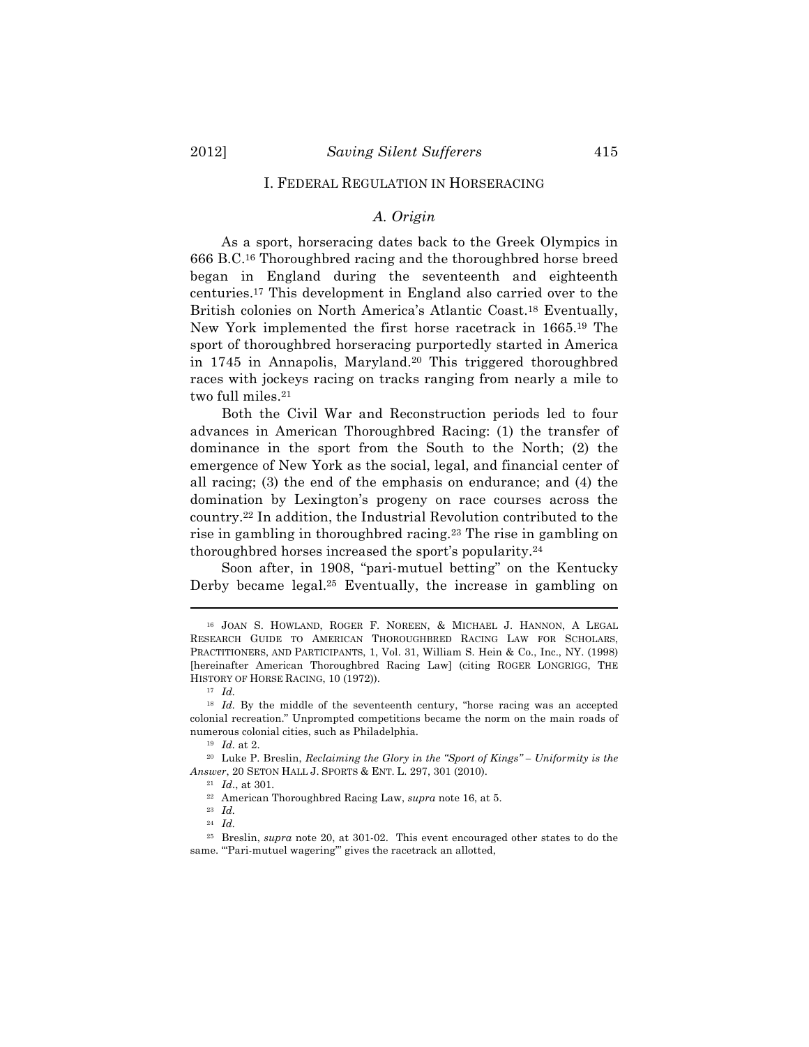## I. FEDERAL REGULATION IN HORSERACING

### *A. Origin*

As a sport, horseracing dates back to the Greek Olympics in 666 B.C.[16] Thoroughbred racing and the thoroughbred horse breed began in England during the seventeenth and eighteenth centuries.[17] This development in England also carried over to the British colonies on North America's Atlantic Coast.[18] Eventually, New York implemented the first horse racetrack in 1665.[19] The sport of thoroughbred horseracing purportedly started in America in 1745 in Annapolis, Maryland.[20] This triggered thoroughbred races with jockeys racing on tracks ranging from nearly a mile to two full miles.[21]

Both the Civil War and Reconstruction periods led to four advances in American Thoroughbred Racing: (1) the transfer of dominance in the sport from the South to the North; (2) the emergence of New York as the social, legal, and financial center of all racing; (3) the end of the emphasis on endurance; and (4) the domination by Lexington's progeny on race courses across the country.[22] In addition, the Industrial Revolution contributed to the rise in gambling in thoroughbred racing.[23] The rise in gambling on thoroughbred horses increased the sport's popularity.[24]

Soon after, in 1908, "pari-mutuel betting" on the Kentucky Derby became legal.[25] Eventually, the increase in gambling on

---

[16] JOAN S. HOWLAND, ROGER F. NOREEN, & MICHAEL J. HANNON, A LEGAL RESEARCH GUIDE TO AMERICAN THOROUGHBRED RACING LAW FOR SCHOLARS, PRACTITIONERS, AND PARTICIPANTS, 1, Vol. 31, William S. Hein & Co., Inc., NY. (1998) [hereinafter American Thoroughbred Racing Law] (citing ROGER LONGRIGG, THE HISTORY OF HORSE RACING, 10 (1972)).

[17] *Id.*

[18] *Id.* By the middle of the seventeenth century, "horse racing was an accepted colonial recreation." Unprompted competitions became the norm on the main roads of numerous colonial cities, such as Philadelphia.

[19] *Id.* at 2.

[20] Luke P. Breslin, *Reclaiming the Glory in the "Sport of Kings" – Uniformity is the Answer*, 20 SETON HALL J. SPORTS & ENT. L. 297, 301 (2010).

[21] *Id.*, at 301.

[22] American Thoroughbred Racing Law, *supra* note 16, at 5.

[23] *Id.*

[24] *Id.*

[25] Breslin, *supra* note 20, at 301-02. This event encouraged other states to do the same. "'Pari-mutuel wagering'" gives the racetrack an allotted,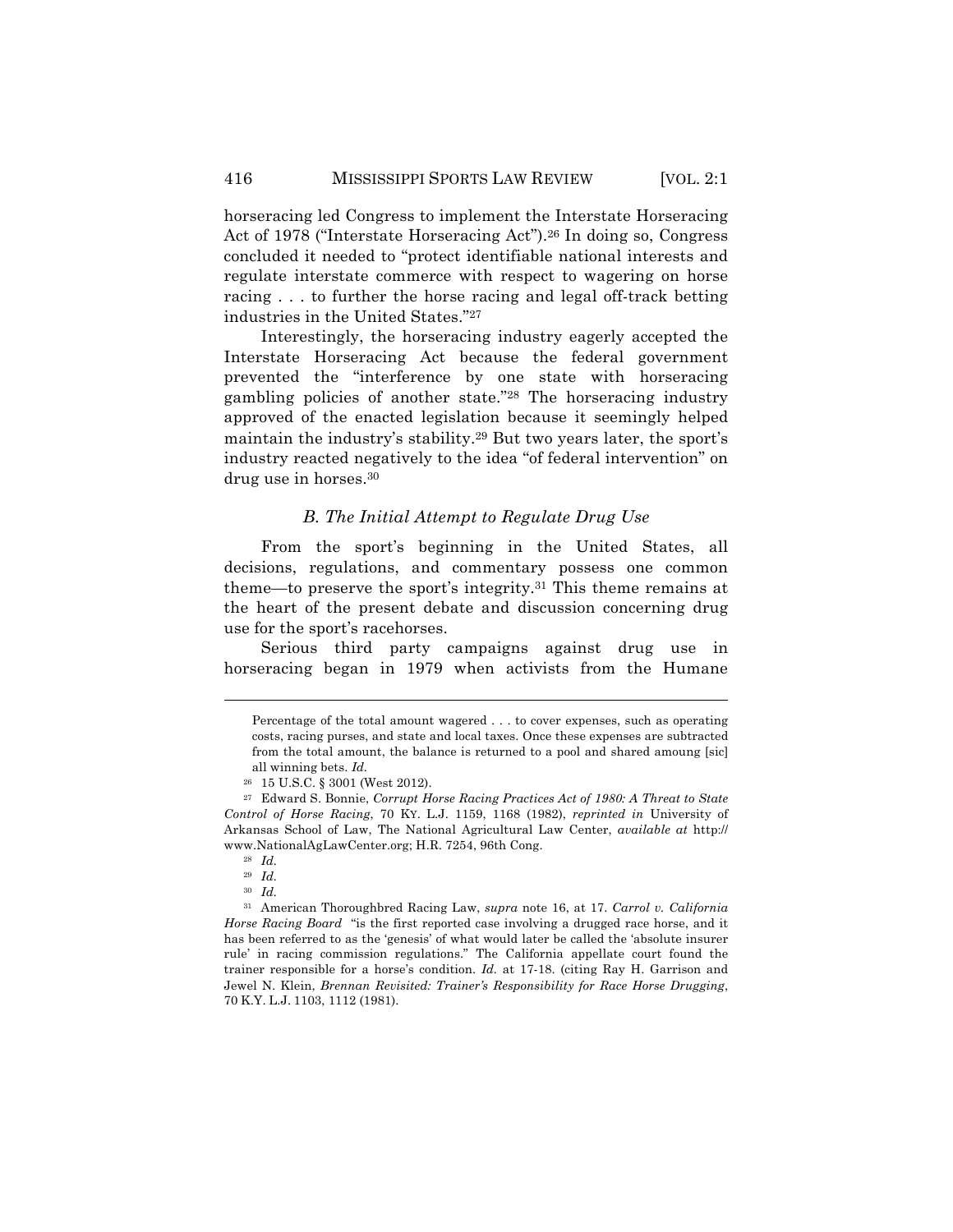horseracing led Congress to implement the Interstate Horseracing Act of 1978 ("Interstate Horseracing Act").[26] In doing so, Congress concluded it needed to "protect identifiable national interests and regulate interstate commerce with respect to wagering on horse racing . . . to further the horse racing and legal off-track betting industries in the United States."[27]

Interestingly, the horseracing industry eagerly accepted the Interstate Horseracing Act because the federal government prevented the "interference by one state with horseracing gambling policies of another state."[28] The horseracing industry approved of the enacted legislation because it seemingly helped maintain the industry's stability.[29] But two years later, the sport's industry reacted negatively to the idea "of federal intervention" on drug use in horses.[30]

### *B. The Initial Attempt to Regulate Drug Use*

From the sport's beginning in the United States, all decisions, regulations, and commentary possess one common theme—to preserve the sport's integrity.[31] This theme remains at the heart of the present debate and discussion concerning drug use for the sport's racehorses.

Serious third party campaigns against drug use in horseracing began in 1979 when activists from the Humane

---

Percentage of the total amount wagered . . . to cover expenses, such as operating costs, racing purses, and state and local taxes. Once these expenses are subtracted from the total amount, the balance is returned to a pool and shared amoung [sic] all winning bets. *Id.*

[26] 15 U.S.C. § 3001 (West 2012).

[27] Edward S. Bonnie, *Corrupt Horse Racing Practices Act of 1980: A Threat to State Control of Horse Racing*, 70 KY. L.J. 1159, 1168 (1982), *reprinted in* University of Arkansas School of Law, The National Agricultural Law Center, *available at* http://www.NationalAgLawCenter.org; H.R. 7254, 96th Cong.

[28] *Id.*

[29] *Id.*

[30] *Id.*

[31] American Thoroughbred Racing Law, *supra* note 16, at 17. *Carrol v. California Horse Racing Board* "is the first reported case involving a drugged race horse, and it has been referred to as the 'genesis' of what would later be called the 'absolute insurer rule' in racing commission regulations." The California appellate court found the trainer responsible for a horse's condition. *Id.* at 17-18. (citing Ray H. Garrison and Jewel N. Klein, *Brennan Revisited: Trainer's Responsibility for Race Horse Drugging*, 70 K.Y. L.J. 1103, 1112 (1981).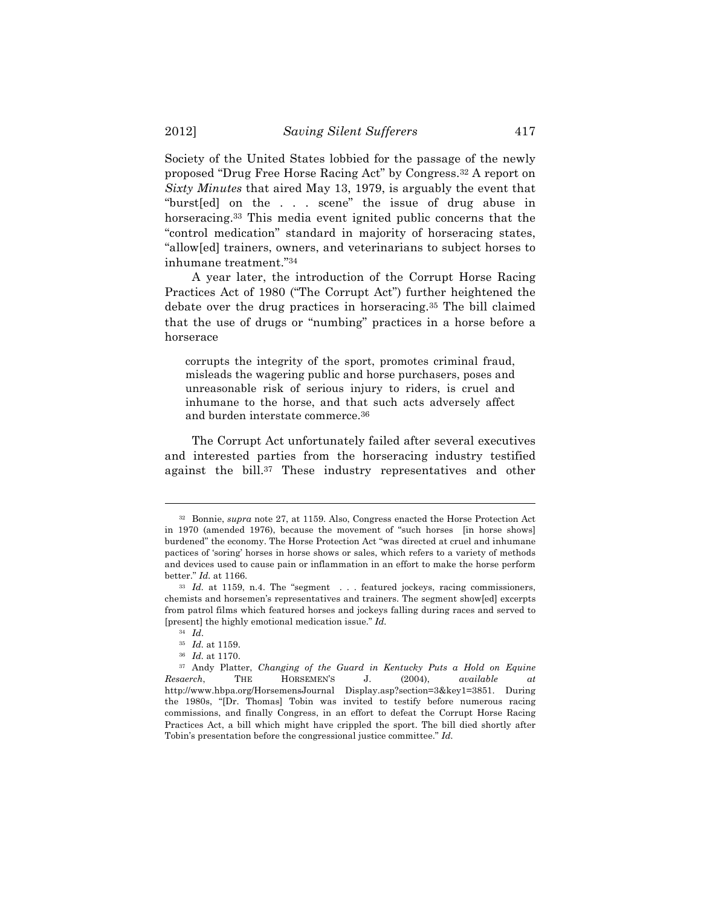Society of the United States lobbied for the passage of the newly proposed "Drug Free Horse Racing Act" by Congress.[32] A report on *Sixty Minutes* that aired May 13, 1979, is arguably the event that "burst[ed] on the . . . scene" the issue of drug abuse in horseracing.[33] This media event ignited public concerns that the "control medication" standard in majority of horseracing states, "allow[ed] trainers, owners, and veterinarians to subject horses to inhumane treatment."[34]

A year later, the introduction of the Corrupt Horse Racing Practices Act of 1980 ("The Corrupt Act") further heightened the debate over the drug practices in horseracing.[35] The bill claimed that the use of drugs or "numbing" practices in a horse before a horserace

> corrupts the integrity of the sport, promotes criminal fraud, misleads the wagering public and horse purchasers, poses and unreasonable risk of serious injury to riders, is cruel and inhumane to the horse, and that such acts adversely affect and burden interstate commerce.[36]

The Corrupt Act unfortunately failed after several executives and interested parties from the horseracing industry testified against the bill.[37] These industry representatives and other

---

[32] Bonnie, *supra* note 27, at 1159. Also, Congress enacted the Horse Protection Act in 1970 (amended 1976), because the movement of "such horses [in horse shows] burdened" the economy. The Horse Protection Act "was directed at cruel and inhumane pactices of 'soring' horses in horse shows or sales, which refers to a variety of methods and devices used to cause pain or inflammation in an effort to make the horse perform better." *Id.* at 1166.

[33] *Id.* at 1159, n.4. The "segment . . . featured jockeys, racing commissioners, chemists and horsemen's representatives and trainers. The segment show[ed] excerpts from patrol films which featured horses and jockeys falling during races and served to [present] the highly emotional medication issue." *Id.*

[34] *Id*.

[35] *Id.* at 1159.

[36] *Id.* at 1170.

[37] Andy Platter, *Changing of the Guard in Kentucky Puts a Hold on Equine Resaerch*, THE HORSEMEN'S J. (2004), *available at* http://www.hbpa.org/HorsemensJournal Display.asp?section=3&key1=3851. During the 1980s, "[Dr. Thomas] Tobin was invited to testify before numerous racing commissions, and finally Congress, in an effort to defeat the Corrupt Horse Racing Practices Act, a bill which might have crippled the sport. The bill died shortly after Tobin's presentation before the congressional justice committee." *Id.*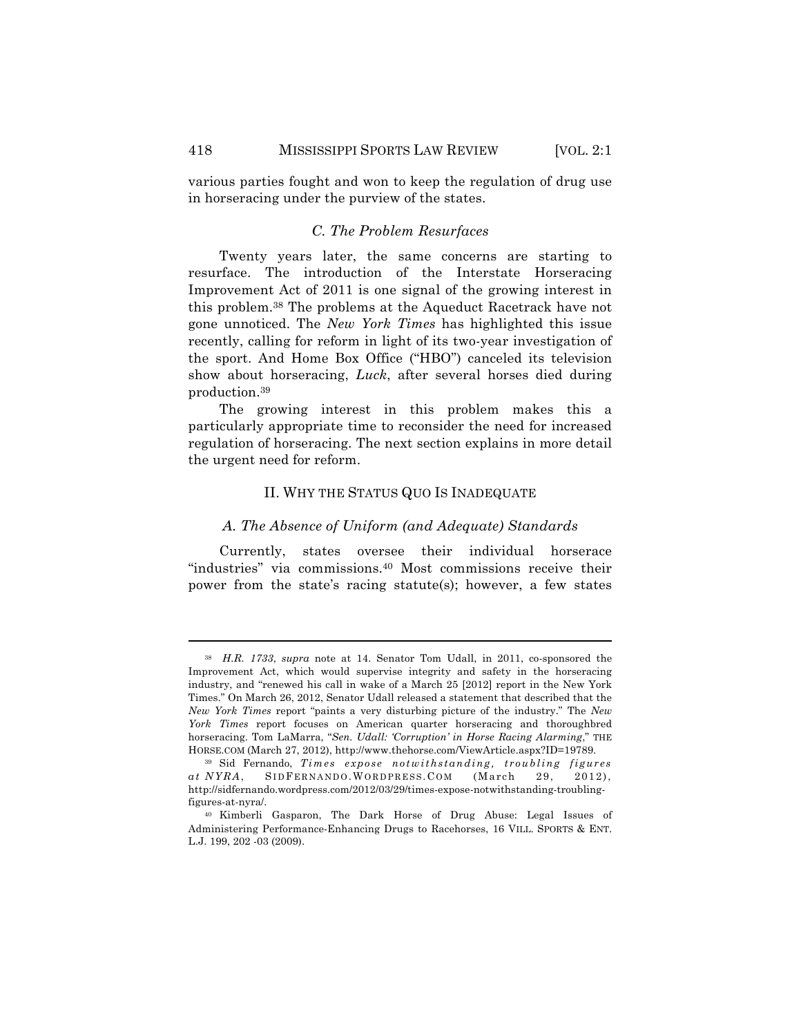various parties fought and won to keep the regulation of drug use in horseracing under the purview of the states.

### *C. The Problem Resurfaces*

Twenty years later, the same concerns are starting to resurface. The introduction of the Interstate Horseracing Improvement Act of 2011 is one signal of the growing interest in this problem.[38] The problems at the Aqueduct Racetrack have not gone unnoticed. The *New York Times* has highlighted this issue recently, calling for reform in light of its two-year investigation of the sport. And Home Box Office ("HBO") canceled its television show about horseracing, *Luck*, after several horses died during production.[39]

The growing interest in this problem makes this a particularly appropriate time to reconsider the need for increased regulation of horseracing. The next section explains in more detail the urgent need for reform.

## II. WHY THE STATUS QUO IS INADEQUATE

### *A. The Absence of Uniform (and Adequate) Standards*

Currently, states oversee their individual horserace "industries" via commissions.[40] Most commissions receive their power from the state's racing statute(s); however, a few states

---

[38] *H.R. 1733*, *supra* note at 14. Senator Tom Udall, in 2011, co-sponsored the Improvement Act, which would supervise integrity and safety in the horseracing industry, and "renewed his call in wake of a March 25 [2012] report in the New York Times." On March 26, 2012, Senator Udall released a statement that described that the *New York Times* report "paints a very disturbing picture of the industry." The *New York Times* report focuses on American quarter horseracing and thoroughbred horseracing. Tom LaMarra, "*Sen. Udall: 'Corruption' in Horse Racing Alarming*," THE HORSE.COM (March 27, 2012), http://www.thehorse.com/ViewArticle.aspx?ID=19789.

[39] Sid Fernando, *Times expose notwithstanding, troubling figures at NYRA*, SIDFERNANDO.WORDPRESS.COM (March 29, 2012), http://sidfernando.wordpress.com/2012/03/29/times-expose-notwithstanding-troubling-figures-at-nyra/.

[40] Kimberli Gasparon, The Dark Horse of Drug Abuse: Legal Issues of Administering Performance-Enhancing Drugs to Racehorses, 16 VILL. SPORTS & ENT. L.J. 199, 202 -03 (2009).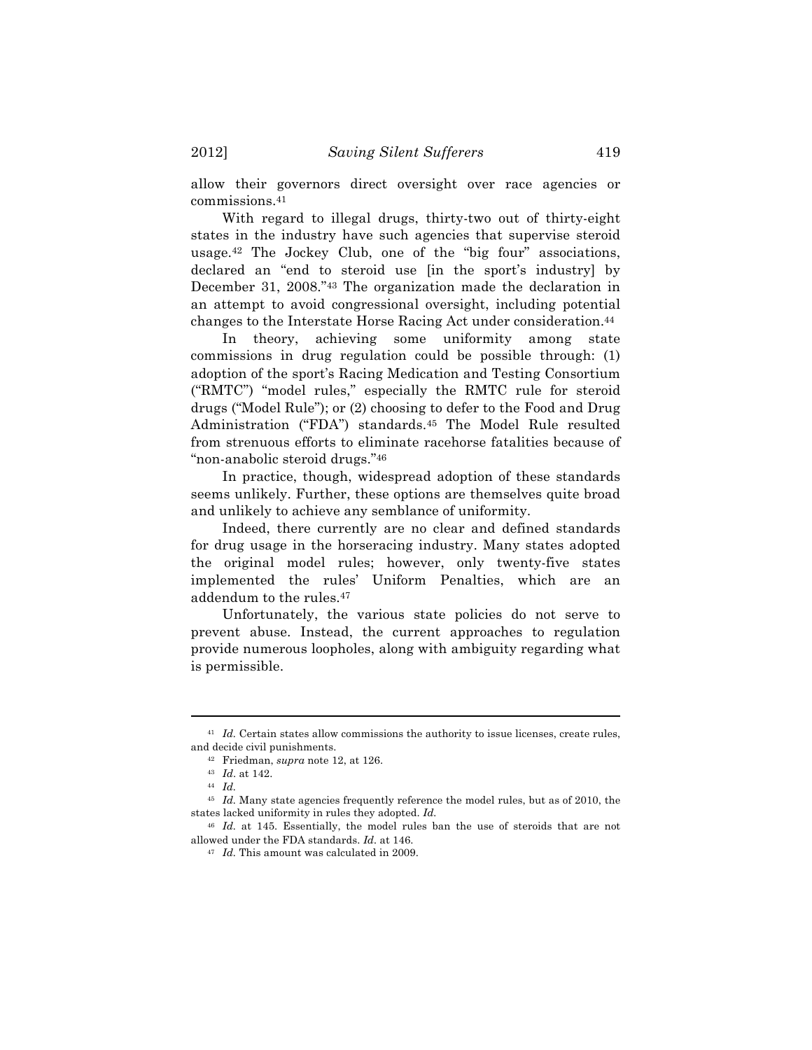allow their governors direct oversight over race agencies or commissions.[41]

With regard to illegal drugs, thirty-two out of thirty-eight states in the industry have such agencies that supervise steroid usage.[42] The Jockey Club, one of the "big four" associations, declared an "end to steroid use [in the sport's industry] by December 31, 2008."[43] The organization made the declaration in an attempt to avoid congressional oversight, including potential changes to the Interstate Horse Racing Act under consideration.[44]

In theory, achieving some uniformity among state commissions in drug regulation could be possible through: (1) adoption of the sport's Racing Medication and Testing Consortium ("RMTC") "model rules," especially the RMTC rule for steroid drugs ("Model Rule"); or (2) choosing to defer to the Food and Drug Administration ("FDA") standards.[45] The Model Rule resulted from strenuous efforts to eliminate racehorse fatalities because of "non-anabolic steroid drugs."[46]

In practice, though, widespread adoption of these standards seems unlikely. Further, these options are themselves quite broad and unlikely to achieve any semblance of uniformity.

Indeed, there currently are no clear and defined standards for drug usage in the horseracing industry. Many states adopted the original model rules; however, only twenty-five states implemented the rules' Uniform Penalties, which are an addendum to the rules.[47]

Unfortunately, the various state policies do not serve to prevent abuse. Instead, the current approaches to regulation provide numerous loopholes, along with ambiguity regarding what is permissible.

---

[41] *Id.* Certain states allow commissions the authority to issue licenses, create rules, and decide civil punishments.

[42] Friedman, *supra* note 12, at 126.

[43] *Id*. at 142.

[44] *Id.*

[45] *Id.* Many state agencies frequently reference the model rules, but as of 2010, the states lacked uniformity in rules they adopted. *Id.*

[46] *Id.* at 145. Essentially, the model rules ban the use of steroids that are not allowed under the FDA standards. *Id.* at 146.

[47] *Id.* This amount was calculated in 2009.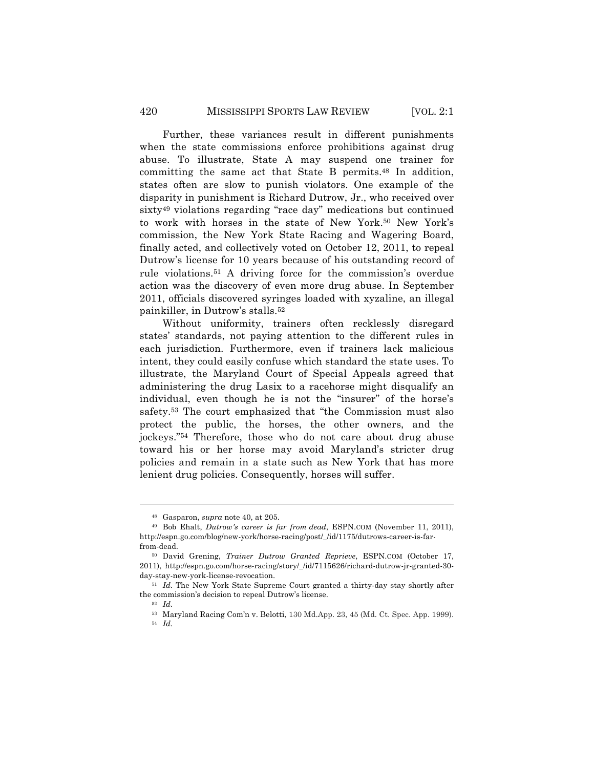Further, these variances result in different punishments when the state commissions enforce prohibitions against drug abuse. To illustrate, State A may suspend one trainer for committing the same act that State B permits.[48] In addition, states often are slow to punish violators. One example of the disparity in punishment is Richard Dutrow, Jr., who received over sixty[49] violations regarding "race day" medications but continued to work with horses in the state of New York.[50] New York's commission, the New York State Racing and Wagering Board, finally acted, and collectively voted on October 12, 2011, to repeal Dutrow's license for 10 years because of his outstanding record of rule violations.[51] A driving force for the commission's overdue action was the discovery of even more drug abuse. In September 2011, officials discovered syringes loaded with xyzaline, an illegal painkiller, in Dutrow's stalls.[52]

Without uniformity, trainers often recklessly disregard states' standards, not paying attention to the different rules in each jurisdiction. Furthermore, even if trainers lack malicious intent, they could easily confuse which standard the state uses. To illustrate, the Maryland Court of Special Appeals agreed that administering the drug Lasix to a racehorse might disqualify an individual, even though he is not the "insurer" of the horse's safety.[53] The court emphasized that "the Commission must also protect the public, the horses, the other owners, and the jockeys."[54] Therefore, those who do not care about drug abuse toward his or her horse may avoid Maryland's stricter drug policies and remain in a state such as New York that has more lenient drug policies. Consequently, horses will suffer.

---

[48] Gasparon, *supra* note 40, at 205.

[49] Bob Ehalt, *Dutrow's career is far from dead*, ESPN.COM (November 11, 2011), http://espn.go.com/blog/new-york/horse-racing/post/_/id/1175/dutrows-career-is-far-from-dead.

[50] David Grening, *Trainer Dutrow Granted Reprieve*, ESPN.COM (October 17, 2011), http://espn.go.com/horse-racing/story/_/id/7115626/richard-dutrow-jr-granted-30-day-stay-new-york-license-revocation.

[51] *Id.* The New York State Supreme Court granted a thirty-day stay shortly after the commission's decision to repeal Dutrow's license.

[52] *Id.*

[53] Maryland Racing Com'n v. Belotti, 130 Md.App. 23, 45 (Md. Ct. Spec. App. 1999).

[54] *Id.*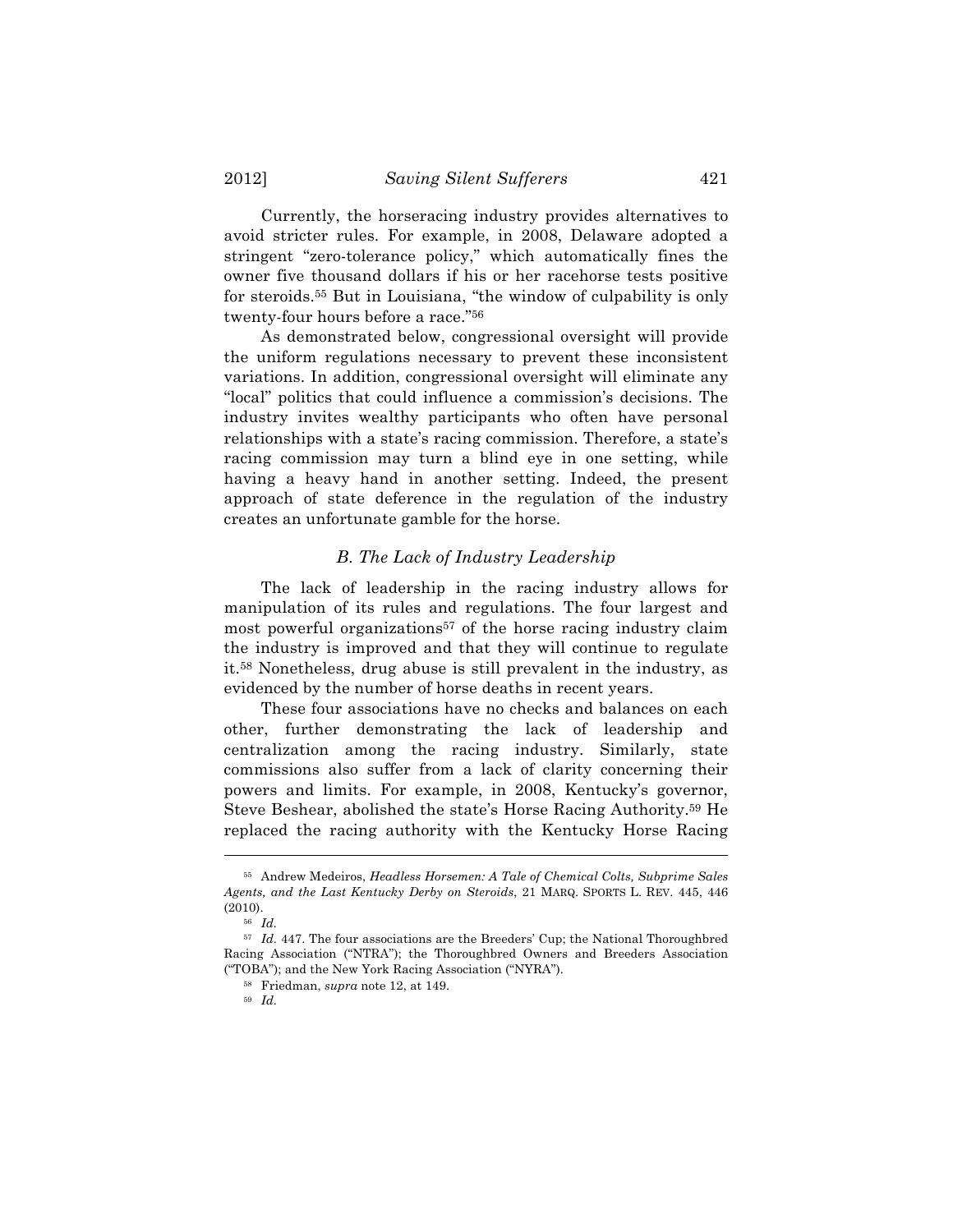Currently, the horseracing industry provides alternatives to avoid stricter rules. For example, in 2008, Delaware adopted a stringent "zero-tolerance policy," which automatically fines the owner five thousand dollars if his or her racehorse tests positive for steroids.[55] But in Louisiana, "the window of culpability is only twenty-four hours before a race."[56]

As demonstrated below, congressional oversight will provide the uniform regulations necessary to prevent these inconsistent variations. In addition, congressional oversight will eliminate any "local" politics that could influence a commission's decisions. The industry invites wealthy participants who often have personal relationships with a state's racing commission. Therefore, a state's racing commission may turn a blind eye in one setting, while having a heavy hand in another setting. Indeed, the present approach of state deference in the regulation of the industry creates an unfortunate gamble for the horse.

### *B. The Lack of Industry Leadership*

The lack of leadership in the racing industry allows for manipulation of its rules and regulations. The four largest and most powerful organizations[57] of the horse racing industry claim the industry is improved and that they will continue to regulate it.[58] Nonetheless, drug abuse is still prevalent in the industry, as evidenced by the number of horse deaths in recent years.

These four associations have no checks and balances on each other, further demonstrating the lack of leadership and centralization among the racing industry. Similarly, state commissions also suffer from a lack of clarity concerning their powers and limits. For example, in 2008, Kentucky's governor, Steve Beshear, abolished the state's Horse Racing Authority.[59] He replaced the racing authority with the Kentucky Horse Racing

---

[55] Andrew Medeiros, *Headless Horsemen: A Tale of Chemical Colts, Subprime Sales Agents, and the Last Kentucky Derby on Steroids*, 21 MARQ. SPORTS L. REV. 445, 446 (2010).

[56] *Id.*

[57] *Id.* 447. The four associations are the Breeders' Cup; the National Thoroughbred Racing Association ("NTRA"); the Thoroughbred Owners and Breeders Association ("TOBA"); and the New York Racing Association ("NYRA").

[58] Friedman, *supra* note 12, at 149.

[59] *Id.*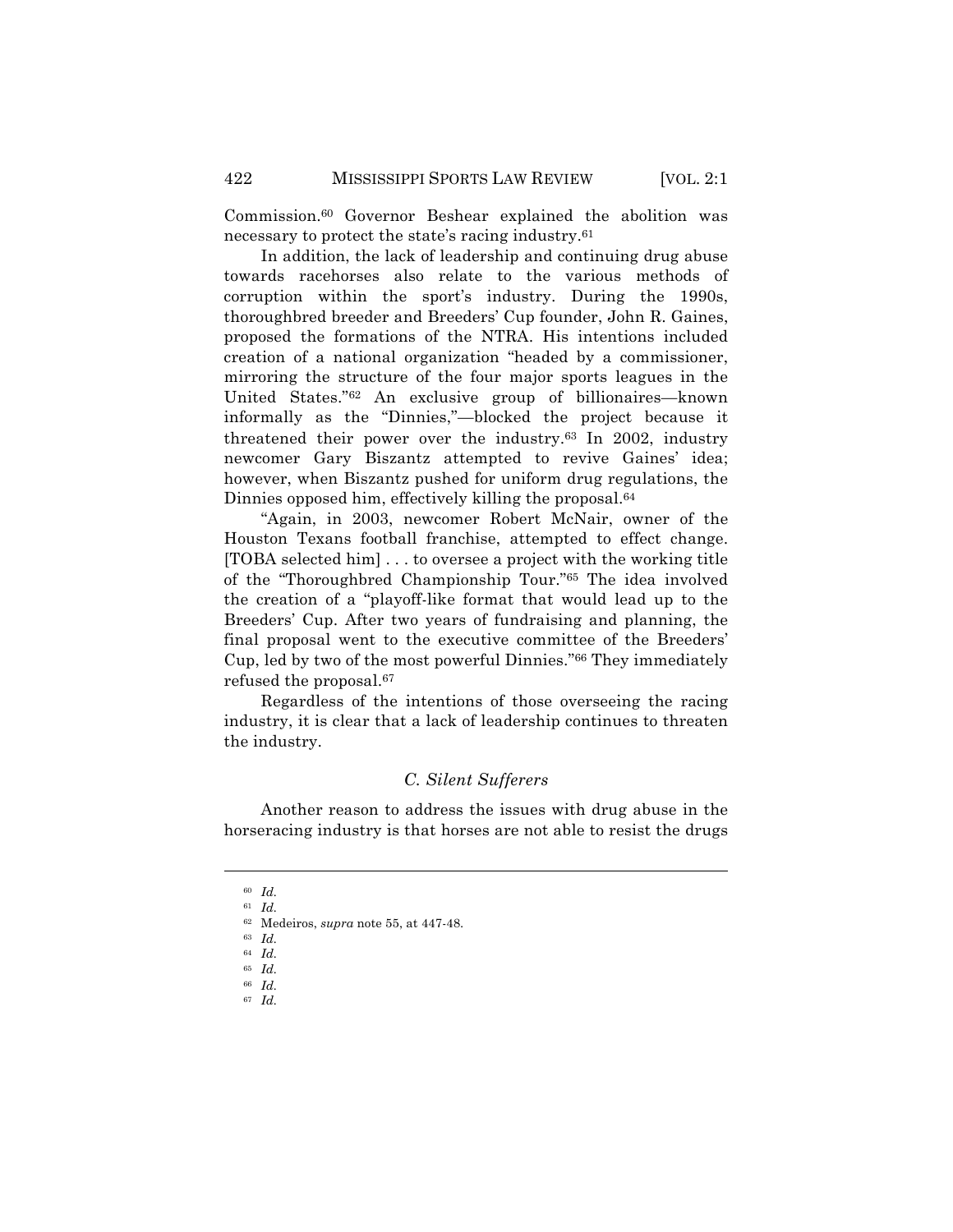Commission.[60] Governor Beshear explained the abolition was necessary to protect the state's racing industry.[61]

In addition, the lack of leadership and continuing drug abuse towards racehorses also relate to the various methods of corruption within the sport's industry. During the 1990s, thoroughbred breeder and Breeders' Cup founder, John R. Gaines, proposed the formations of the NTRA. His intentions included creation of a national organization "headed by a commissioner, mirroring the structure of the four major sports leagues in the United States."[62] An exclusive group of billionaires—known informally as the "Dinnies,"—blocked the project because it threatened their power over the industry.[63] In 2002, industry newcomer Gary Biszantz attempted to revive Gaines' idea; however, when Biszantz pushed for uniform drug regulations, the Dinnies opposed him, effectively killing the proposal.[64]

"Again, in 2003, newcomer Robert McNair, owner of the Houston Texans football franchise, attempted to effect change. [TOBA selected him] . . . to oversee a project with the working title of the "Thoroughbred Championship Tour."[65] The idea involved the creation of a "playoff-like format that would lead up to the Breeders' Cup. After two years of fundraising and planning, the final proposal went to the executive committee of the Breeders' Cup, led by two of the most powerful Dinnies."[66] They immediately refused the proposal.[67]

Regardless of the intentions of those overseeing the racing industry, it is clear that a lack of leadership continues to threaten the industry.

### *C. Silent Sufferers*

Another reason to address the issues with drug abuse in the horseracing industry is that horses are not able to resist the drugs

---

[60] *Id.*

[61] *Id.*

[62] Medeiros, *supra* note 55, at 447-48.

[63] *Id.*

[64] *Id.*

[65] *Id.*

[66] *Id.*

[67] *Id.*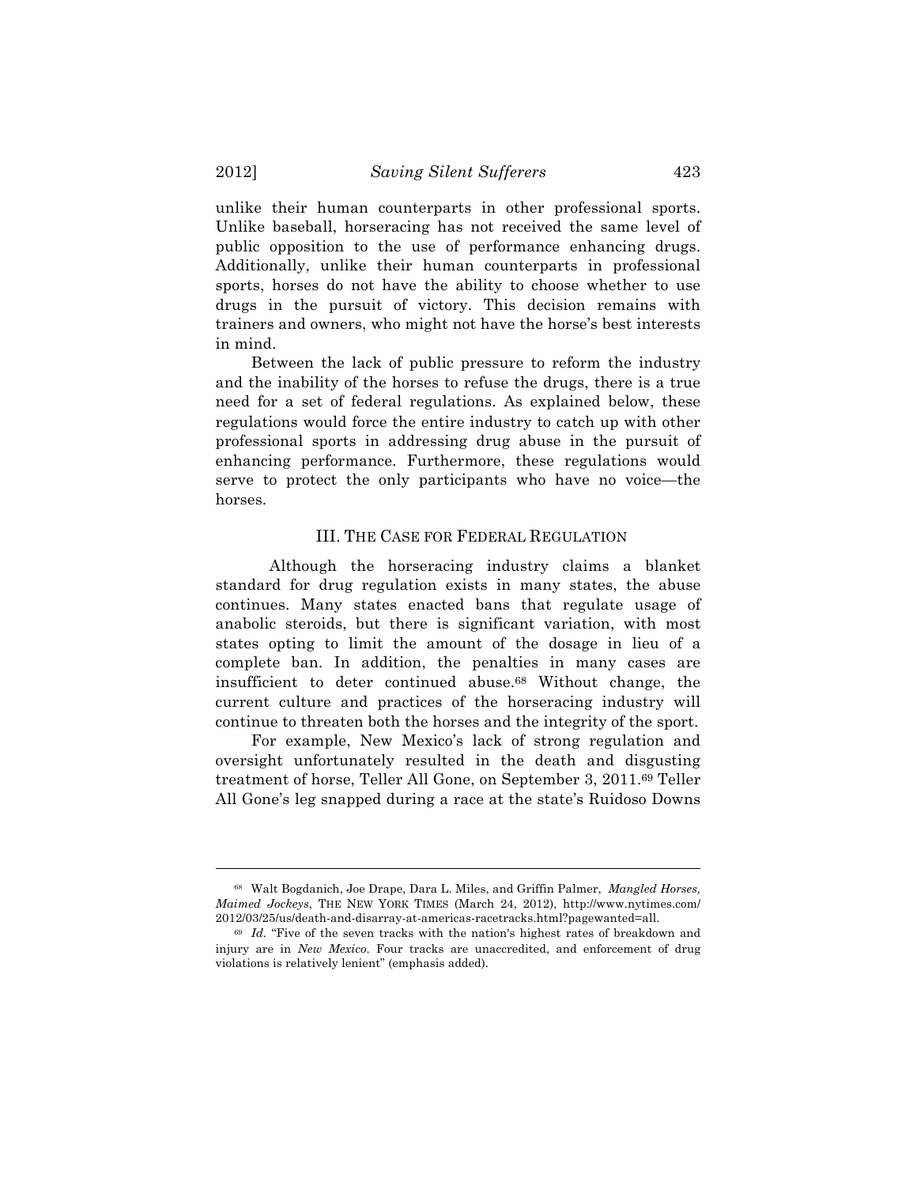unlike their human counterparts in other professional sports. Unlike baseball, horseracing has not received the same level of public opposition to the use of performance enhancing drugs. Additionally, unlike their human counterparts in professional sports, horses do not have the ability to choose whether to use drugs in the pursuit of victory. This decision remains with trainers and owners, who might not have the horse's best interests in mind.

Between the lack of public pressure to reform the industry and the inability of the horses to refuse the drugs, there is a true need for a set of federal regulations. As explained below, these regulations would force the entire industry to catch up with other professional sports in addressing drug abuse in the pursuit of enhancing performance. Furthermore, these regulations would serve to protect the only participants who have no voice—the horses.

## III. THE CASE FOR FEDERAL REGULATION

Although the horseracing industry claims a blanket standard for drug regulation exists in many states, the abuse continues. Many states enacted bans that regulate usage of anabolic steroids, but there is significant variation, with most states opting to limit the amount of the dosage in lieu of a complete ban. In addition, the penalties in many cases are insufficient to deter continued abuse.[68] Without change, the current culture and practices of the horseracing industry will continue to threaten both the horses and the integrity of the sport.

For example, New Mexico's lack of strong regulation and oversight unfortunately resulted in the death and disgusting treatment of horse, Teller All Gone, on September 3, 2011.[69] Teller All Gone's leg snapped during a race at the state's Ruidoso Downs

---

[68] Walt Bogdanich, Joe Drape, Dara L. Miles, and Griffin Palmer, *Mangled Horses, Maimed Jockeys*, THE NEW YORK TIMES (March 24, 2012), http://www.nytimes.com/2012/03/25/us/death-and-disarray-at-americas-racetracks.html?pagewanted=all.

[69] *Id.* "Five of the seven tracks with the nation's highest rates of breakdown and injury are in *New Mexico*. Four tracks are unaccredited, and enforcement of drug violations is relatively lenient" (emphasis added).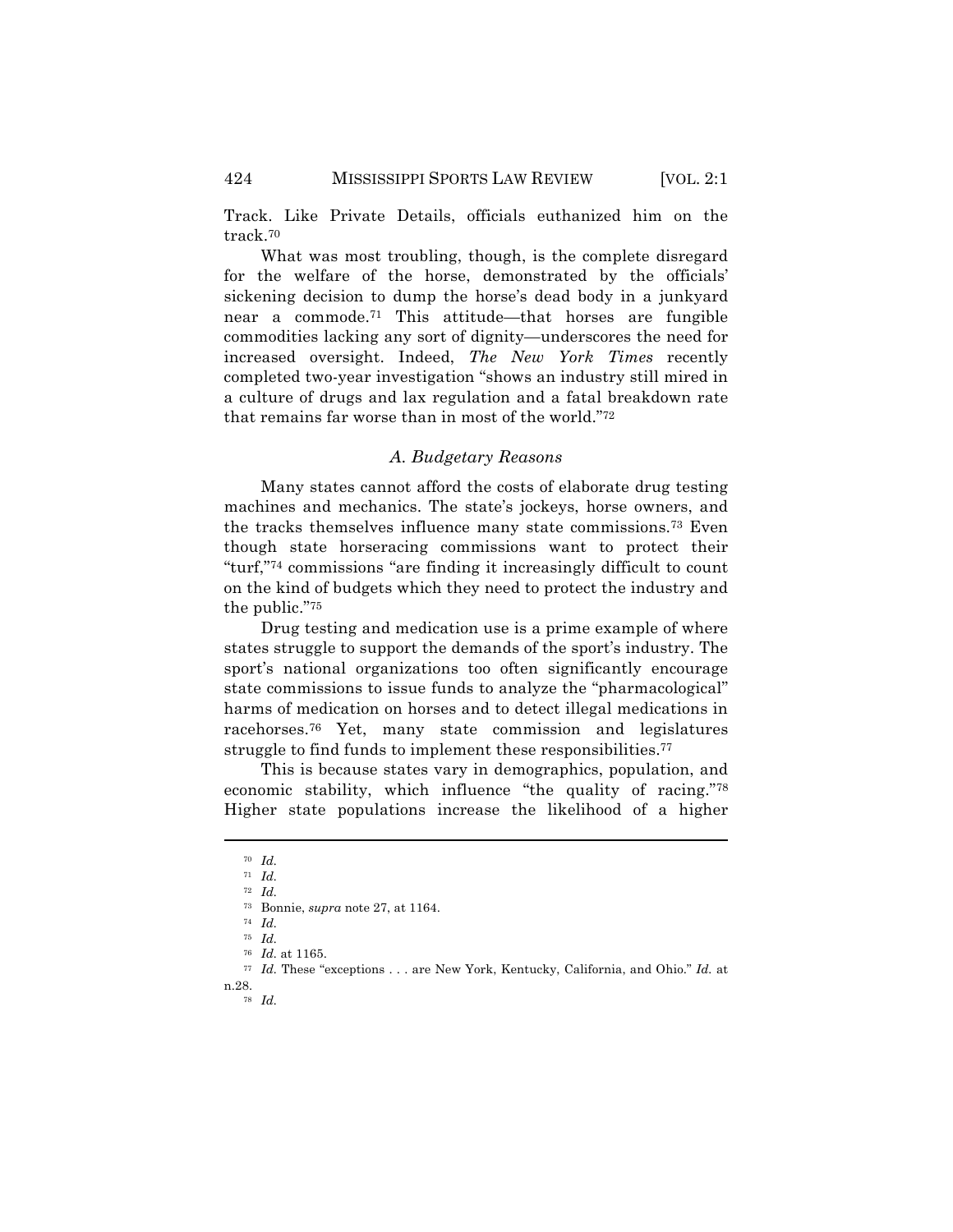Track. Like Private Details, officials euthanized him on the track.[70]

What was most troubling, though, is the complete disregard for the welfare of the horse, demonstrated by the officials' sickening decision to dump the horse's dead body in a junkyard near a commode.[71] This attitude—that horses are fungible commodities lacking any sort of dignity—underscores the need for increased oversight. Indeed, *The New York Times* recently completed two-year investigation "shows an industry still mired in a culture of drugs and lax regulation and a fatal breakdown rate that remains far worse than in most of the world."[72]

### *A. Budgetary Reasons*

Many states cannot afford the costs of elaborate drug testing machines and mechanics. The state's jockeys, horse owners, and the tracks themselves influence many state commissions.[73] Even though state horseracing commissions want to protect their "turf,"[74] commissions "are finding it increasingly difficult to count on the kind of budgets which they need to protect the industry and the public."[75]

Drug testing and medication use is a prime example of where states struggle to support the demands of the sport's industry. The sport's national organizations too often significantly encourage state commissions to issue funds to analyze the "pharmacological" harms of medication on horses and to detect illegal medications in racehorses.[76] Yet, many state commission and legislatures struggle to find funds to implement these responsibilities.[77]

This is because states vary in demographics, population, and economic stability, which influence "the quality of racing."[78] Higher state populations increase the likelihood of a higher

---

[70] *Id.*

[71] *Id.*

[72] *Id.*

[73] Bonnie, *supra* note 27, at 1164.

[74] *Id.*

[75] *Id.*

[76] *Id.* at 1165.

[77] *Id.* These "exceptions . . . are New York, Kentucky, California, and Ohio." *Id.* at n.28.

[78] *Id.*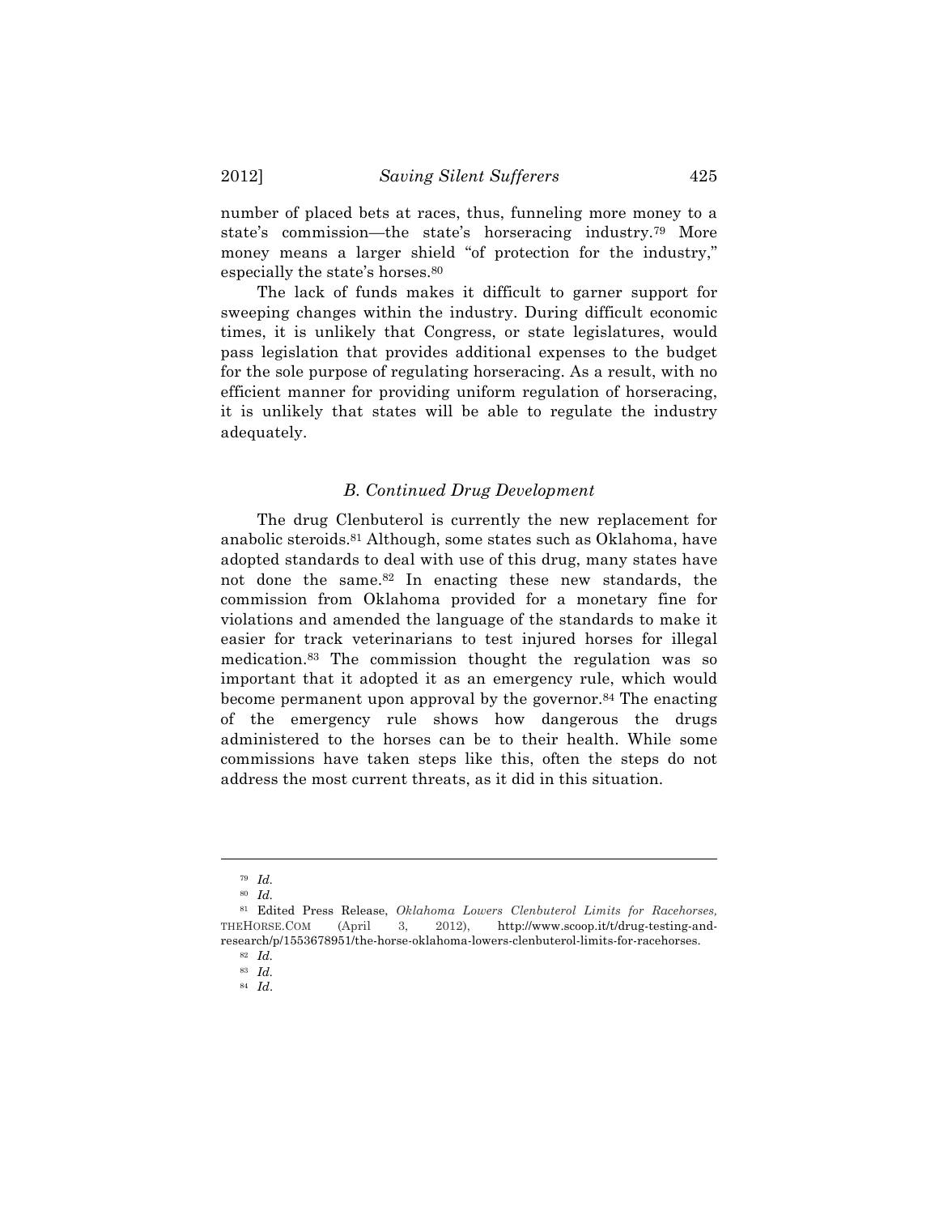number of placed bets at races, thus, funneling more money to a state's commission—the state's horseracing industry.[79] More money means a larger shield "of protection for the industry," especially the state's horses.[80]

The lack of funds makes it difficult to garner support for sweeping changes within the industry. During difficult economic times, it is unlikely that Congress, or state legislatures, would pass legislation that provides additional expenses to the budget for the sole purpose of regulating horseracing. As a result, with no efficient manner for providing uniform regulation of horseracing, it is unlikely that states will be able to regulate the industry adequately.

### *B. Continued Drug Development*

The drug Clenbuterol is currently the new replacement for anabolic steroids.[81] Although, some states such as Oklahoma, have adopted standards to deal with use of this drug, many states have not done the same.[82] In enacting these new standards, the commission from Oklahoma provided for a monetary fine for violations and amended the language of the standards to make it easier for track veterinarians to test injured horses for illegal medication.[83] The commission thought the regulation was so important that it adopted it as an emergency rule, which would become permanent upon approval by the governor.[84] The enacting of the emergency rule shows how dangerous the drugs administered to the horses can be to their health. While some commissions have taken steps like this, often the steps do not address the most current threats, as it did in this situation.

---

[79] *Id.*

[80] *Id.*

[81] Edited Press Release, *Oklahoma Lowers Clenbuterol Limits for Racehorses,* THEHORSE.COM (April 3, 2012), http://www.scoop.it/t/drug-testing-and-research/p/1553678951/the-horse-oklahoma-lowers-clenbuterol-limits-for-racehorses.

[82] *Id.*

[83] *Id.*

[84] *Id.*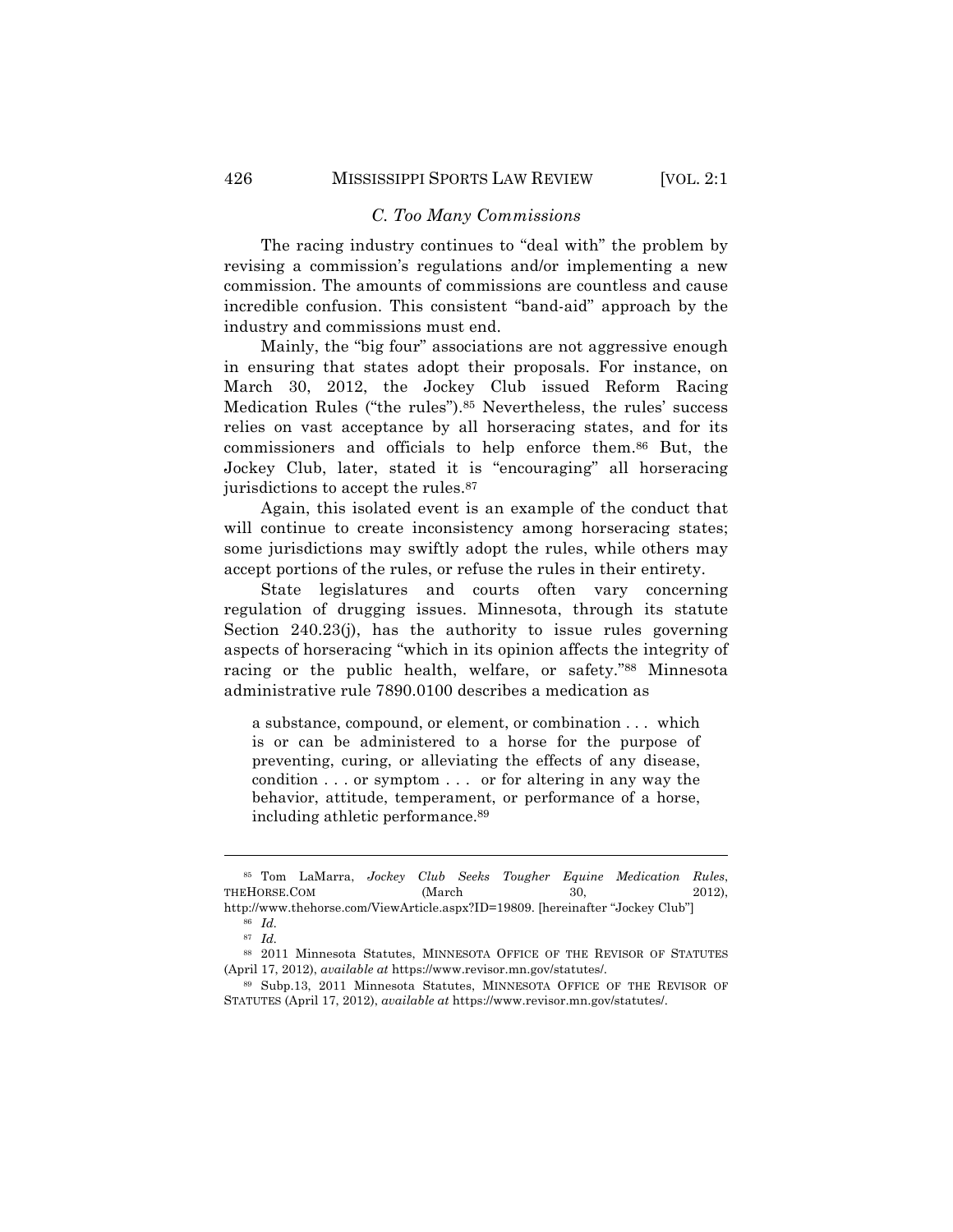### *C. Too Many Commissions*

The racing industry continues to "deal with" the problem by revising a commission's regulations and/or implementing a new commission. The amounts of commissions are countless and cause incredible confusion. This consistent "band-aid" approach by the industry and commissions must end.

Mainly, the "big four" associations are not aggressive enough in ensuring that states adopt their proposals. For instance, on March 30, 2012, the Jockey Club issued Reform Racing Medication Rules ("the rules").[85] Nevertheless, the rules' success relies on vast acceptance by all horseracing states, and for its commissioners and officials to help enforce them.[86] But, the Jockey Club, later, stated it is "encouraging" all horseracing jurisdictions to accept the rules.[87]

Again, this isolated event is an example of the conduct that will continue to create inconsistency among horseracing states; some jurisdictions may swiftly adopt the rules, while others may accept portions of the rules, or refuse the rules in their entirety.

State legislatures and courts often vary concerning regulation of drugging issues. Minnesota, through its statute Section 240.23(j), has the authority to issue rules governing aspects of horseracing "which in its opinion affects the integrity of racing or the public health, welfare, or safety."[88] Minnesota administrative rule 7890.0100 describes a medication as

> a substance, compound, or element, or combination . . . which is or can be administered to a horse for the purpose of preventing, curing, or alleviating the effects of any disease, condition . . . or symptom . . . or for altering in any way the behavior, attitude, temperament, or performance of a horse, including athletic performance.[89]

---

[85] Tom LaMarra, *Jockey Club Seeks Tougher Equine Medication Rules*, THEHORSE.COM (March 30, 2012), http://www.thehorse.com/ViewArticle.aspx?ID=19809. [hereinafter "Jockey Club"]

[86] *Id.*

[87] *Id.*

[88] 2011 Minnesota Statutes, MINNESOTA OFFICE OF THE REVISOR OF STATUTES (April 17, 2012), *available at* https://www.revisor.mn.gov/statutes/.

[89] Subp.13, 2011 Minnesota Statutes, MINNESOTA OFFICE OF THE REVISOR OF STATUTES (April 17, 2012), *available at* https://www.revisor.mn.gov/statutes/.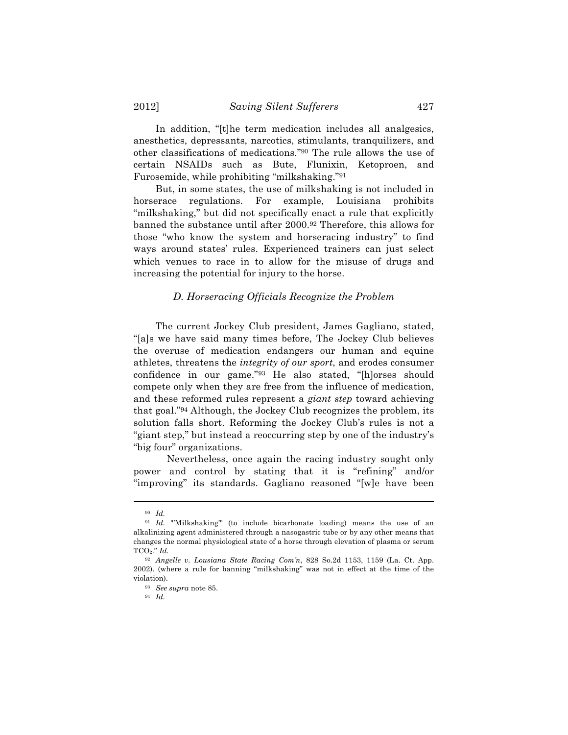In addition, "[t]he term medication includes all analgesics, anesthetics, depressants, narcotics, stimulants, tranquilizers, and other classifications of medications."[90] The rule allows the use of certain NSAIDs such as Bute, Flunixin, Ketoproen, and Furosemide, while prohibiting "milkshaking."[91]

But, in some states, the use of milkshaking is not included in horserace regulations. For example, Louisiana prohibits "milkshaking," but did not specifically enact a rule that explicitly banned the substance until after 2000.[92] Therefore, this allows for those "who know the system and horseracing industry" to find ways around states' rules. Experienced trainers can just select which venues to race in to allow for the misuse of drugs and increasing the potential for injury to the horse.

### *D. Horseracing Officials Recognize the Problem*

The current Jockey Club president, James Gagliano, stated, "[a]s we have said many times before, The Jockey Club believes the overuse of medication endangers our human and equine athletes, threatens the *integrity of our sport*, and erodes consumer confidence in our game."[93] He also stated, "[h]orses should compete only when they are free from the influence of medication, and these reformed rules represent a *giant step* toward achieving that goal."[94] Although, the Jockey Club recognizes the problem, its solution falls short. Reforming the Jockey Club's rules is not a "giant step," but instead a reoccurring step by one of the industry's "big four" organizations.

Nevertheless, once again the racing industry sought only power and control by stating that it is "refining" and/or "improving" its standards. Gagliano reasoned "[w]e have been

---

[90] *Id.*

[91] *Id.* "'Milkshaking'" (to include bicarbonate loading) means the use of an alkalinizing agent administered through a nasogastric tube or by any other means that changes the normal physiological state of a horse through elevation of plasma or serum $TCO_2$." *Id.*

[92] *Angelle v. Lousiana State Racing Com'n*, 828 So.2d 1153, 1159 (La. Ct. App. 2002). (where a rule for banning "milkshaking" was not in effect at the time of the violation).

[93] *See supra* note 85.

[94] *Id.*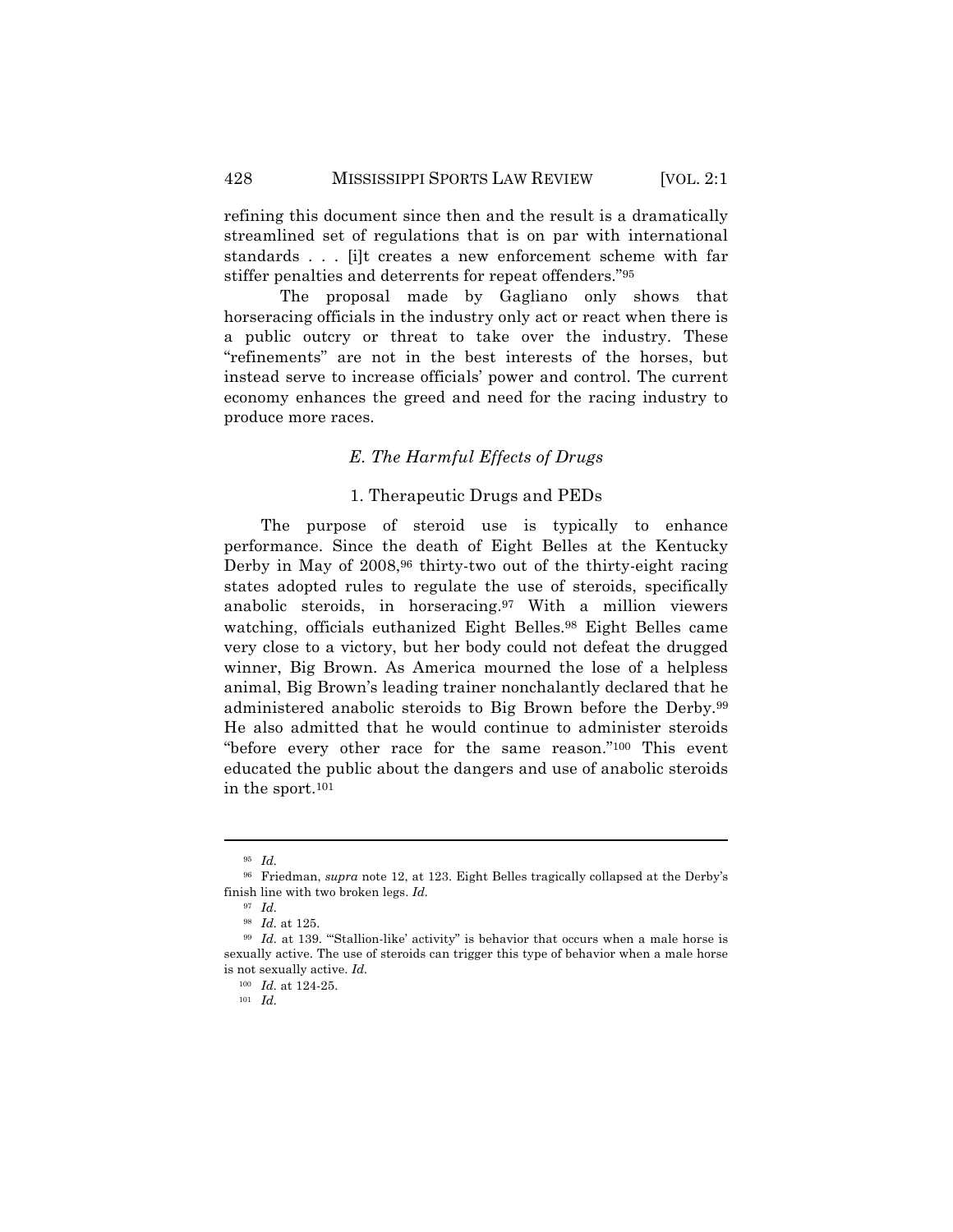refining this document since then and the result is a dramatically streamlined set of regulations that is on par with international standards . . . [i]t creates a new enforcement scheme with far stiffer penalties and deterrents for repeat offenders."[95]

The proposal made by Gagliano only shows that horseracing officials in the industry only act or react when there is a public outcry or threat to take over the industry. These "refinements" are not in the best interests of the horses, but instead serve to increase officials' power and control. The current economy enhances the greed and need for the racing industry to produce more races.

### *E. The Harmful Effects of Drugs*

#### 1. Therapeutic Drugs and PEDs

The purpose of steroid use is typically to enhance performance. Since the death of Eight Belles at the Kentucky Derby in May of 2008,[96] thirty-two out of the thirty-eight racing states adopted rules to regulate the use of steroids, specifically anabolic steroids, in horseracing.[97] With a million viewers watching, officials euthanized Eight Belles.[98] Eight Belles came very close to a victory, but her body could not defeat the drugged winner, Big Brown. As America mourned the lose of a helpless animal, Big Brown's leading trainer nonchalantly declared that he administered anabolic steroids to Big Brown before the Derby.[99] He also admitted that he would continue to administer steroids "before every other race for the same reason."[100] This event educated the public about the dangers and use of anabolic steroids in the sport.[101]

---

[95] *Id.*

[96] Friedman, *supra* note 12, at 123. Eight Belles tragically collapsed at the Derby's finish line with two broken legs. *Id.*

[97] *Id.*

[98] *Id.* at 125.

[99] *Id.* at 139. "'Stallion-like' activity" is behavior that occurs when a male horse is sexually active. The use of steroids can trigger this type of behavior when a male horse is not sexually active. *Id.*

[100] *Id.* at 124-25.

[101] *Id.*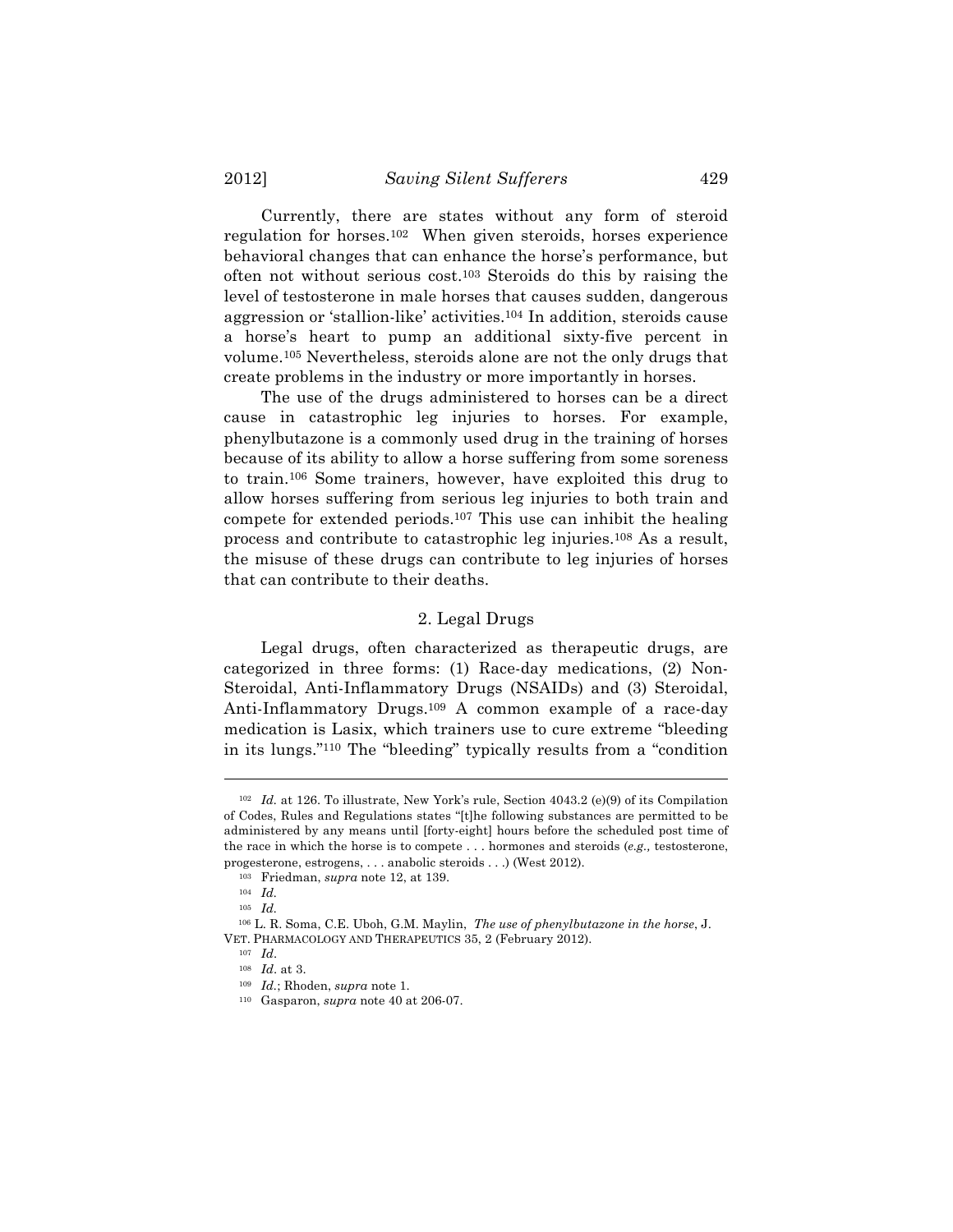Currently, there are states without any form of steroid regulation for horses.[102] When given steroids, horses experience behavioral changes that can enhance the horse's performance, but often not without serious cost.[103] Steroids do this by raising the level of testosterone in male horses that causes sudden, dangerous aggression or 'stallion-like' activities.[104] In addition, steroids cause a horse's heart to pump an additional sixty-five percent in volume.[105] Nevertheless, steroids alone are not the only drugs that create problems in the industry or more importantly in horses.

The use of the drugs administered to horses can be a direct cause in catastrophic leg injuries to horses. For example, phenylbutazone is a commonly used drug in the training of horses because of its ability to allow a horse suffering from some soreness to train.[106] Some trainers, however, have exploited this drug to allow horses suffering from serious leg injuries to both train and compete for extended periods.[107] This use can inhibit the healing process and contribute to catastrophic leg injuries.[108] As a result, the misuse of these drugs can contribute to leg injuries of horses that can contribute to their deaths.

### 2. Legal Drugs

Legal drugs, often characterized as therapeutic drugs, are categorized in three forms: (1) Race-day medications, (2) Non-Steroidal, Anti-Inflammatory Drugs (NSAIDs) and (3) Steroidal, Anti-Inflammatory Drugs.[109] A common example of a race-day medication is Lasix, which trainers use to cure extreme "bleeding in its lungs."[110] The "bleeding" typically results from a "condition

---

[102] *Id.* at 126. To illustrate, New York's rule, Section 4043.2 (e)(9) of its Compilation of Codes, Rules and Regulations states "[t]he following substances are permitted to be administered by any means until [forty-eight] hours before the scheduled post time of the race in which the horse is to compete . . . hormones and steroids (*e.g.,* testosterone, progesterone, estrogens, . . . anabolic steroids . . .) (West 2012).

[103] Friedman, *supra* note 12, at 139.

[104] *Id.*

[105] *Id.*

[106] L. R. Soma, C.E. Uboh, G.M. Maylin, *The use of phenylbutazone in the horse*, J. VET. PHARMACOLOGY AND THERAPEUTICS 35, 2 (February 2012).

[107] *Id.*

[108] *Id.* at 3.

[109] *Id.*; Rhoden, *supra* note 1.

[110] Gasparon, *supra* note 40 at 206-07.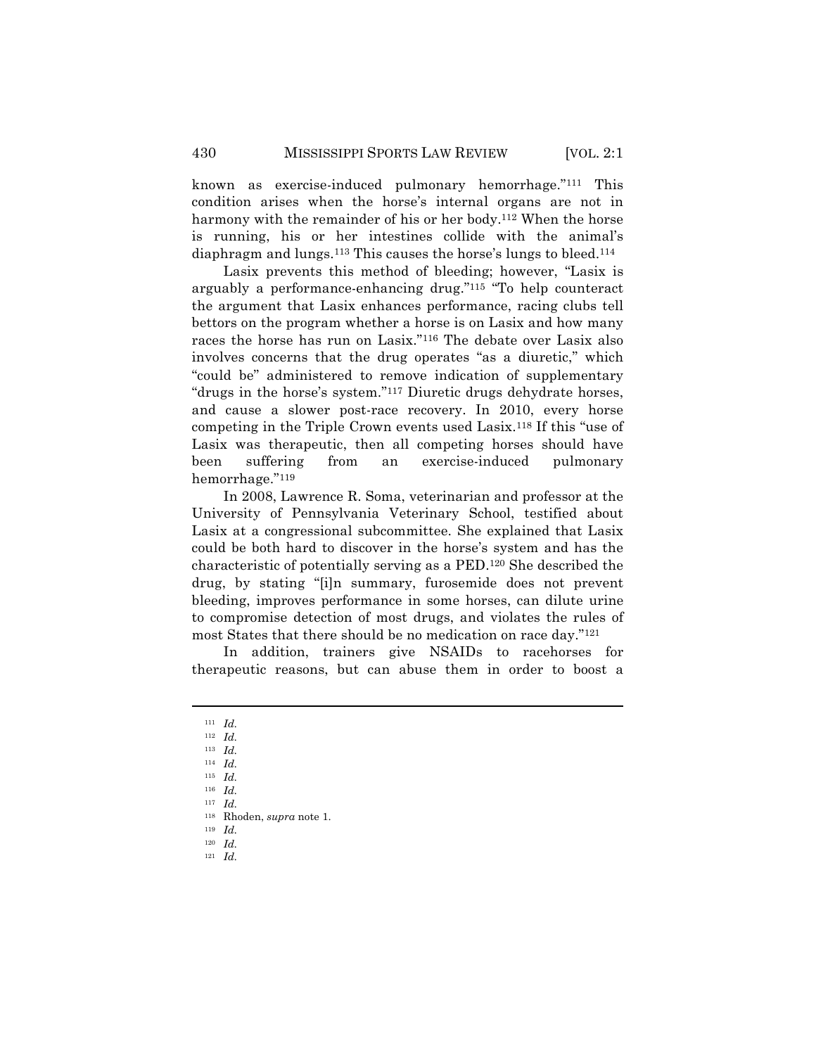known as exercise-induced pulmonary hemorrhage."[111] This condition arises when the horse's internal organs are not in harmony with the remainder of his or her body.[112] When the horse is running, his or her intestines collide with the animal's diaphragm and lungs.[113] This causes the horse's lungs to bleed.[114]

Lasix prevents this method of bleeding; however, "Lasix is arguably a performance-enhancing drug."[115] "To help counteract the argument that Lasix enhances performance, racing clubs tell bettors on the program whether a horse is on Lasix and how many races the horse has run on Lasix."[116] The debate over Lasix also involves concerns that the drug operates "as a diuretic," which "could be" administered to remove indication of supplementary "drugs in the horse's system."[117] Diuretic drugs dehydrate horses, and cause a slower post-race recovery. In 2010, every horse competing in the Triple Crown events used Lasix.[118] If this "use of Lasix was therapeutic, then all competing horses should have been suffering from an exercise-induced pulmonary hemorrhage."[119]

In 2008, Lawrence R. Soma, veterinarian and professor at the University of Pennsylvania Veterinary School, testified about Lasix at a congressional subcommittee. She explained that Lasix could be both hard to discover in the horse's system and has the characteristic of potentially serving as a PED.[120] She described the drug, by stating "[i]n summary, furosemide does not prevent bleeding, improves performance in some horses, can dilute urine to compromise detection of most drugs, and violates the rules of most States that there should be no medication on race day."[121]

In addition, trainers give NSAIDs to racehorses for therapeutic reasons, but can abuse them in order to boost a

---

[111] *Id.*
[112] *Id.*
[113] *Id.*
[114] *Id.*
[115] *Id.*
[116] *Id.*
[117] *Id.*
[118] Rhoden, *supra* note 1.
[119] *Id.*
[120] *Id.*
[121] *Id.*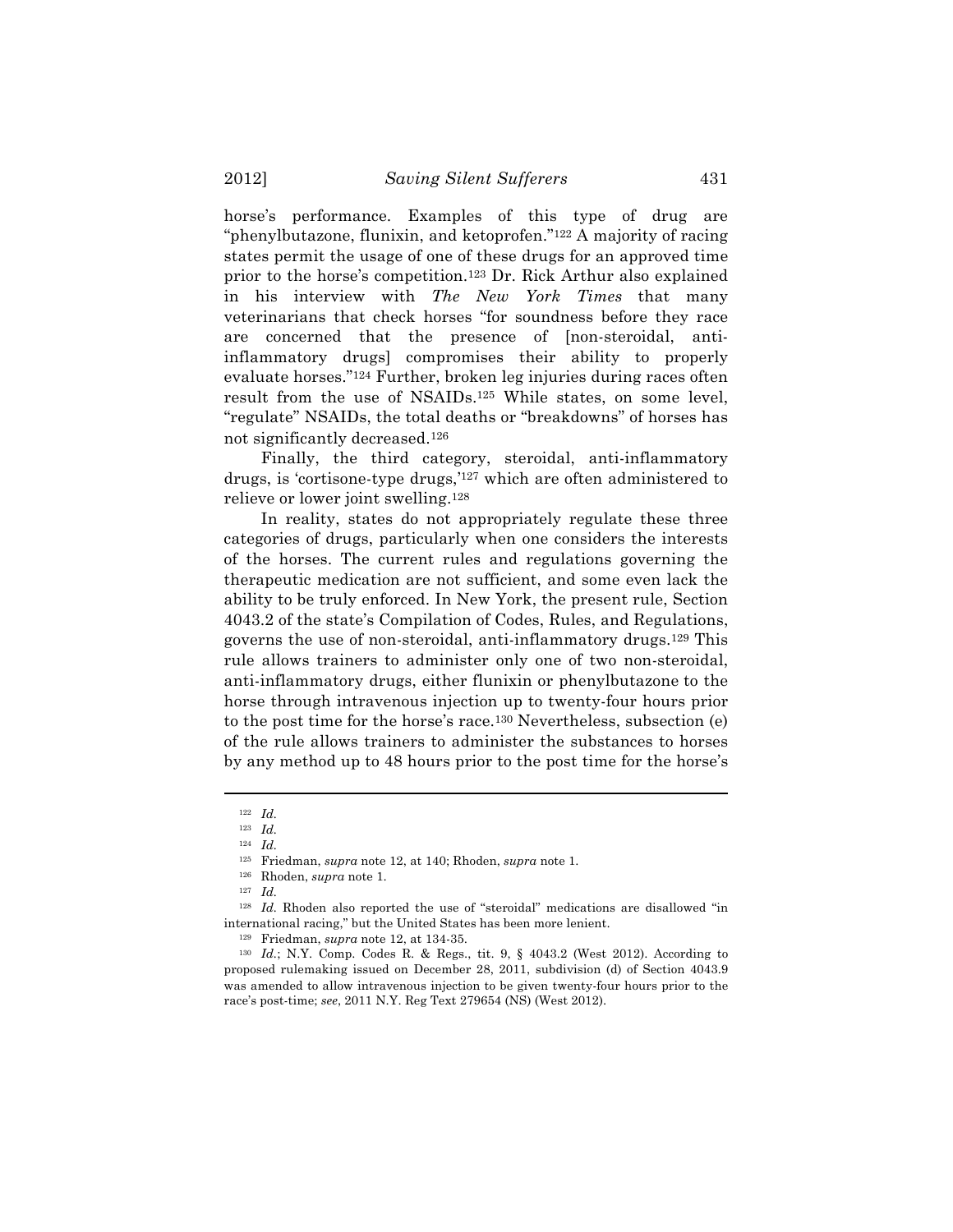horse's performance. Examples of this type of drug are "phenylbutazone, flunixin, and ketoprofen."[122] A majority of racing states permit the usage of one of these drugs for an approved time prior to the horse's competition.[123] Dr. Rick Arthur also explained in his interview with *The New York Times* that many veterinarians that check horses "for soundness before they race are concerned that the presence of [non-steroidal, anti-inflammatory drugs] compromises their ability to properly evaluate horses."[124] Further, broken leg injuries during races often result from the use of NSAIDs.[125] While states, on some level, "regulate" NSAIDs, the total deaths or "breakdowns" of horses has not significantly decreased.[126]

Finally, the third category, steroidal, anti-inflammatory drugs, is 'cortisone-type drugs,'[127] which are often administered to relieve or lower joint swelling.[128]

In reality, states do not appropriately regulate these three categories of drugs, particularly when one considers the interests of the horses. The current rules and regulations governing the therapeutic medication are not sufficient, and some even lack the ability to be truly enforced. In New York, the present rule, Section 4043.2 of the state's Compilation of Codes, Rules, and Regulations, governs the use of non-steroidal, anti-inflammatory drugs.[129] This rule allows trainers to administer only one of two non-steroidal, anti-inflammatory drugs, either flunixin or phenylbutazone to the horse through intravenous injection up to twenty-four hours prior to the post time for the horse's race.[130] Nevertheless, subsection (e) of the rule allows trainers to administer the substances to horses by any method up to 48 hours prior to the post time for the horse's

---

[122] *Id.*

[123] *Id.*

[124] *Id.*

[125] Friedman, *supra* note 12, at 140; Rhoden, *supra* note 1.

[126] Rhoden, *supra* note 1.

[127] *Id.*

[128] *Id.* Rhoden also reported the use of "steroidal" medications are disallowed "in international racing," but the United States has been more lenient.

[129] Friedman, *supra* note 12, at 134-35.

[130] *Id.*; N.Y. Comp. Codes R. & Regs., tit. 9, § 4043.2 (West 2012). According to proposed rulemaking issued on December 28, 2011, subdivision (d) of Section 4043.9 was amended to allow intravenous injection to be given twenty-four hours prior to the race's post-time; *see*, 2011 N.Y. Reg Text 279654 (NS) (West 2012).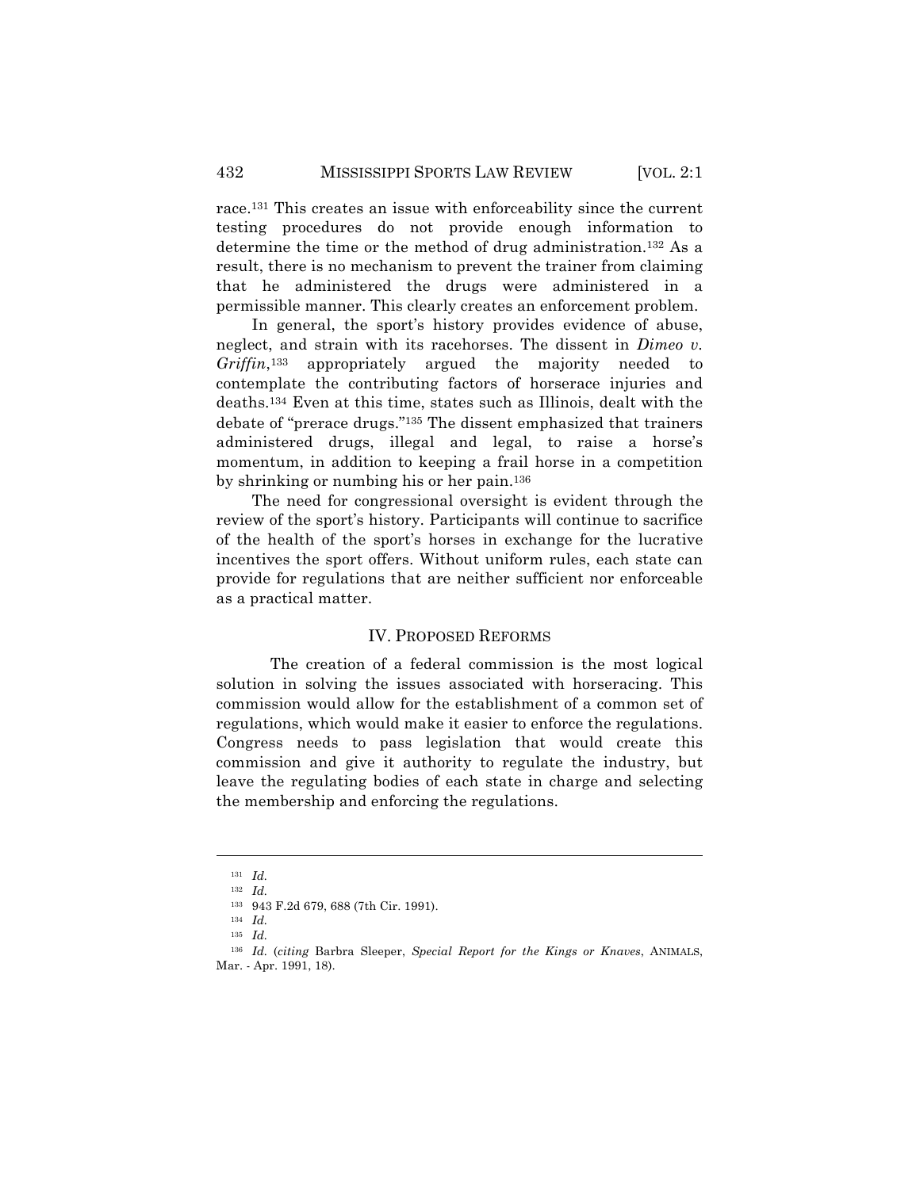race.[131] This creates an issue with enforceability since the current testing procedures do not provide enough information to determine the time or the method of drug administration.[132] As a result, there is no mechanism to prevent the trainer from claiming that he administered the drugs were administered in a permissible manner. This clearly creates an enforcement problem.

In general, the sport's history provides evidence of abuse, neglect, and strain with its racehorses. The dissent in *Dimeo v. Griffin*,[133] appropriately argued the majority needed to contemplate the contributing factors of horserace injuries and deaths.[134] Even at this time, states such as Illinois, dealt with the debate of "prerace drugs."[135] The dissent emphasized that trainers administered drugs, illegal and legal, to raise a horse's momentum, in addition to keeping a frail horse in a competition by shrinking or numbing his or her pain.[136]

The need for congressional oversight is evident through the review of the sport's history. Participants will continue to sacrifice of the health of the sport's horses in exchange for the lucrative incentives the sport offers. Without uniform rules, each state can provide for regulations that are neither sufficient nor enforceable as a practical matter.

## IV. PROPOSED REFORMS

The creation of a federal commission is the most logical solution in solving the issues associated with horseracing. This commission would allow for the establishment of a common set of regulations, which would make it easier to enforce the regulations. Congress needs to pass legislation that would create this commission and give it authority to regulate the industry, but leave the regulating bodies of each state in charge and selecting the membership and enforcing the regulations.

---

[131] *Id.*

[132] *Id.*

[133] 943 F.2d 679, 688 (7th Cir. 1991).

[134] *Id.*

[135] *Id.*

[136] *Id.* (*citing* Barbra Sleeper, *Special Report for the Kings or Knaves*, ANIMALS, Mar. - Apr. 1991, 18).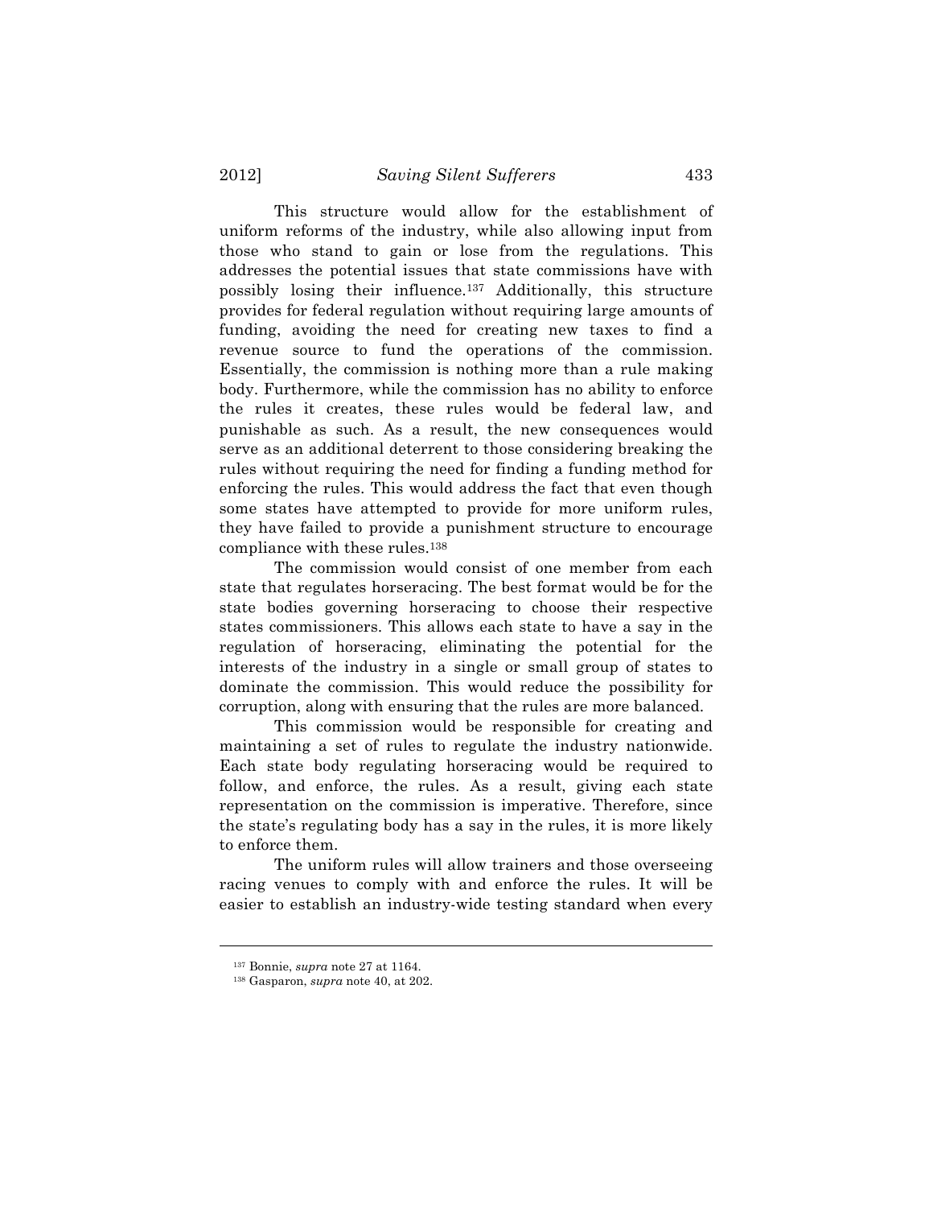This structure would allow for the establishment of uniform reforms of the industry, while also allowing input from those who stand to gain or lose from the regulations. This addresses the potential issues that state commissions have with possibly losing their influence.[137] Additionally, this structure provides for federal regulation without requiring large amounts of funding, avoiding the need for creating new taxes to find a revenue source to fund the operations of the commission. Essentially, the commission is nothing more than a rule making body. Furthermore, while the commission has no ability to enforce the rules it creates, these rules would be federal law, and punishable as such. As a result, the new consequences would serve as an additional deterrent to those considering breaking the rules without requiring the need for finding a funding method for enforcing the rules. This would address the fact that even though some states have attempted to provide for more uniform rules, they have failed to provide a punishment structure to encourage compliance with these rules.[138]

The commission would consist of one member from each state that regulates horseracing. The best format would be for the state bodies governing horseracing to choose their respective states commissioners. This allows each state to have a say in the regulation of horseracing, eliminating the potential for the interests of the industry in a single or small group of states to dominate the commission. This would reduce the possibility for corruption, along with ensuring that the rules are more balanced.

This commission would be responsible for creating and maintaining a set of rules to regulate the industry nationwide. Each state body regulating horseracing would be required to follow, and enforce, the rules. As a result, giving each state representation on the commission is imperative. Therefore, since the state's regulating body has a say in the rules, it is more likely to enforce them.

The uniform rules will allow trainers and those overseeing racing venues to comply with and enforce the rules. It will be easier to establish an industry-wide testing standard when every

---

[137] Bonnie, *supra* note 27 at 1164.

[138] Gasparon, *supra* note 40, at 202.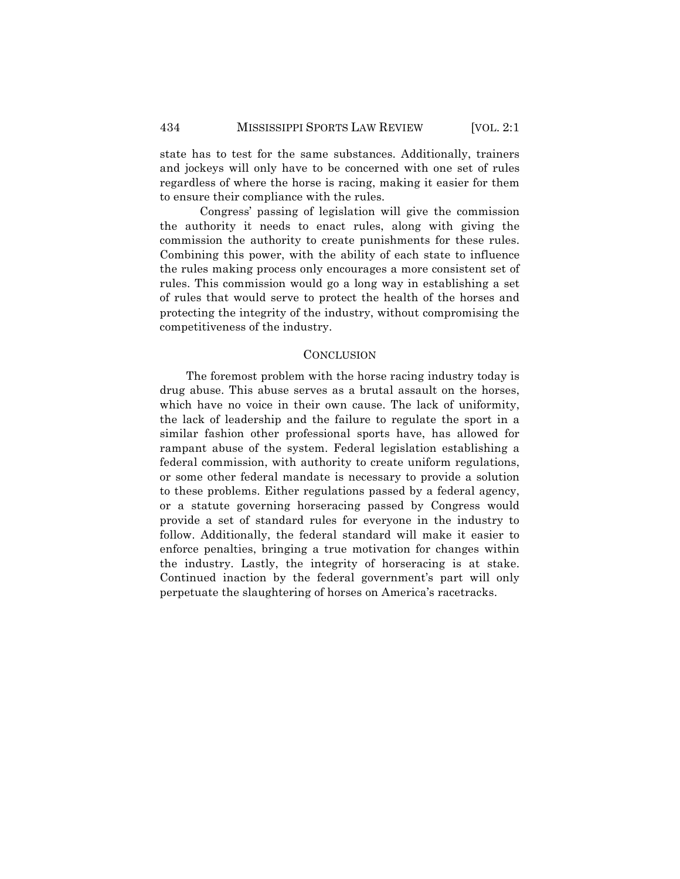state has to test for the same substances. Additionally, trainers and jockeys will only have to be concerned with one set of rules regardless of where the horse is racing, making it easier for them to ensure their compliance with the rules.

Congress' passing of legislation will give the commission the authority it needs to enact rules, along with giving the commission the authority to create punishments for these rules. Combining this power, with the ability of each state to influence the rules making process only encourages a more consistent set of rules. This commission would go a long way in establishing a set of rules that would serve to protect the health of the horses and protecting the integrity of the industry, without compromising the competitiveness of the industry.

## CONCLUSION

The foremost problem with the horse racing industry today is drug abuse. This abuse serves as a brutal assault on the horses, which have no voice in their own cause. The lack of uniformity, the lack of leadership and the failure to regulate the sport in a similar fashion other professional sports have, has allowed for rampant abuse of the system. Federal legislation establishing a federal commission, with authority to create uniform regulations, or some other federal mandate is necessary to provide a solution to these problems. Either regulations passed by a federal agency, or a statute governing horseracing passed by Congress would provide a set of standard rules for everyone in the industry to follow. Additionally, the federal standard will make it easier to enforce penalties, bringing a true motivation for changes within the industry. Lastly, the integrity of horseracing is at stake. Continued inaction by the federal government's part will only perpetuate the slaughtering of horses on America's racetracks.